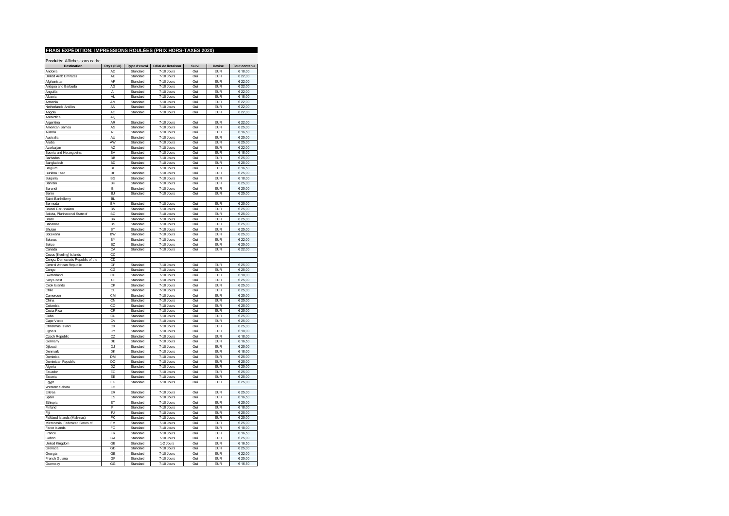# FRAIS EXPÉDITION: IMPRESSIONS ROULÉES (PRIX HORS-TAXES 2020)

**Produits:** Affiches sans cadre

| Destination | Pays (ISO) | Type d'envoi | Délai de livraison | Suivi | Devise | Tout contenu |
|---|---|---|---|---|---|---|
| Andorra | AD | Standard | 7-10 Jours | Oui | EUR | € 18,00 |
| United Arab Emirates | AE | Standard | 7-10 Jours | Oui | EUR | € 22,00 |
| Afghanistan | AF | Standard | 7-10 Jours | Oui | EUR | € 22,00 |
| Antigua and Barbuda | AG | Standard | 7-10 Jours | Oui | EUR | € 22,00 |
| Anguilla | AI | Standard | 7-10 Jours | Oui | EUR | € 22,00 |
| Albania | AL | Standard | 7-10 Jours | Oui | EUR | € 18,00 |
| Armenia | AM | Standard | 7-10 Jours | Oui | EUR | € 22,00 |
| Netherlands Antilles | AN | Standard | 7-10 Jours | Oui | EUR | € 22,00 |
| Angola | AO | Standard | 7-10 Jours | Oui | EUR | € 22,00 |
| Antarctica | AQ | | | | | |
| Argentina | AR | Standard | 7-10 Jours | Oui | EUR | € 22,00 |
| American Samoa | AS | Standard | 7-10 Jours | Oui | EUR | € 25,00 |
| Austria | AT | Standard | 7-10 Jours | Oui | EUR | € 16,50 |
| Australia | AU | Standard | 7-10 Jours | Oui | EUR | € 25,00 |
| Aruba | AW | Standard | 7-10 Jours | Oui | EUR | € 25,00 |
| Azerbaijan | AZ | Standard | 7-10 Jours | Oui | EUR | € 22,00 |
| Bosnia and Herzegovina | BA | Standard | 7-10 Jours | Oui | EUR | € 18,00 |
| Barbados | BB | Standard | 7-10 Jours | Oui | EUR | € 25,00 |
| Bangladesh | BD | Standard | 7-10 Jours | Oui | EUR | € 25,00 |
| Belgium | BE | Standard | 7-10 Jours | Oui | EUR | € 16,50 |
| Burkina Faso | BF | Standard | 7-10 Jours | Oui | EUR | € 25,00 |
| Bulgaria | BG | Standard | 7-10 Jours | Oui | EUR | € 18,00 |
| Bahrain | BH | Standard | 7-10 Jours | Oui | EUR | € 25,00 |
| Burundi | BI | Standard | 7-10 Jours | Oui | EUR | € 25,00 |
| Benin | BJ | Standard | 7-10 Jours | Oui | EUR | € 25,00 |
| Saint-Barthélemy | BL | | | | | |
| Bermuda | BM | Standard | 7-10 Jours | Oui | EUR | € 25,00 |
| Brunei Darussalam | BN | Standard | 7-10 Jours | Oui | EUR | € 25,00 |
| Bolivia, Plurinational State of | BO | Standard | 7-10 Jours | Oui | EUR | € 25,00 |
| Brazil | BR | Standard | 7-10 Jours | Oui | EUR | € 25,00 |
| Bahamas | BS | Standard | 7-10 Jours | Oui | EUR | € 25,00 |
| Bhutan | BT | Standard | 7-10 Jours | Oui | EUR | € 25,00 |
| Botswana | BW | Standard | 7-10 Jours | Oui | EUR | € 25,00 |
| Belarus | BY | Standard | 7-10 Jours | Oui | EUR | € 22,00 |
| Belize | BZ | Standard | 7-10 Jours | Oui | EUR | € 25,00 |
| Canada | CA | Standard | 7-10 Jours | Oui | EUR | € 22,00 |
| Cocos (Keeling) Islands | CC | | | | | |
| Congo, Democratic Republic of the | CD | | | | | |
| Central African Republic | CF | Standard | 7-10 Jours | Oui | EUR | € 25,00 |
| Congo | CG | Standard | 7-10 Jours | Oui | EUR | € 25,00 |
| Switzerland | CH | Standard | 7-10 Jours | Oui | EUR | € 18,00 |
| Ivory Coast | CI | Standard | 7-10 Jours | Oui | EUR | € 25,00 |
| Cook Islands | CK | Standard | 7-10 Jours | Oui | EUR | € 25,00 |
| Chile | CL | Standard | 7-10 Jours | Oui | EUR | € 25,00 |
| Cameroon | CM | Standard | 7-10 Jours | Oui | EUR | € 25,00 |
| China | CN | Standard | 7-10 Jours | Oui | EUR | € 25,00 |
| Colombia | CO | Standard | 7-10 Jours | Oui | EUR | € 25,00 |
| Costa Rica | CR | Standard | 7-10 Jours | Oui | EUR | € 25,00 |
| Cuba | CU | Standard | 7-10 Jours | Oui | EUR | € 25,00 |
| Cape Verde | CV | Standard | 7-10 Jours | Oui | EUR | € 25,00 |
| Christmas Island | CX | Standard | 7-10 Jours | Oui | EUR | € 25,00 |
| Cyprus | CY | Standard | 7-10 Jours | Oui | EUR | € 18,00 |
| Czech Republic | CZ | Standard | 7-10 Jours | Oui | EUR | € 18,00 |
| Germany | DE | Standard | 7-10 Jours | Oui | EUR | € 16,50 |
| Djibouti | DJ | Standard | 7-10 Jours | Oui | EUR | € 25,00 |
| Denmark | DK | Standard | 7-10 Jours | Oui | EUR | € 18,00 |
| Dominica | DM | Standard | 7-10 Jours | Oui | EUR | € 25,00 |
| Dominican Republic | DO | Standard | 7-10 Jours | Oui | EUR | € 25,00 |
| Algeria | DZ | Standard | 7-10 Jours | Oui | EUR | € 25,00 |
| Ecuador | EC | Standard | 7-10 Jours | Oui | EUR | € 25,00 |
| Estonia | EE | Standard | 7-10 Jours | Oui | EUR | € 25,00 |
| Egypt | EG | Standard | 7-10 Jours | Oui | EUR | € 25,00 |
| Western Sahara | EH | | | | | |
| Eritrea | ER | Standard | 7-10 Jours | Oui | EUR | € 25,00 |
| Spain | ES | Standard | 7-10 Jours | Oui | EUR | € 16,50 |
| Ethiopia | ET | Standard | 7-10 Jours | Oui | EUR | € 25,00 |
| Finland | FI | Standard | 7-10 Jours | Oui | EUR | € 18,00 |
| Fiji | FJ | Standard | 7-10 Jours | Oui | EUR | € 25,00 |
| Falkland Islands (Malvinas) | FK | Standard | 7-10 Jours | Oui | EUR | € 25,00 |
| Micronesia, Federated States of | FM | Standard | 7-10 Jours | Oui | EUR | € 25,00 |
| Faroe Islands | FO | Standard | 7-10 Jours | Oui | EUR | € 18,00 |
| France | FR | Standard | 7-10 Jours | Oui | EUR | € 16,50 |
| Gabon | GA | Standard | 7-10 Jours | Oui | EUR | € 25,00 |
| United Kingdom | GB | Standard | 1-2 Jours | Oui | EUR | € 16,50 |
| Grenada | GD | Standard | 7-10 Jours | Oui | EUR | € 25,00 |
| Georgia | GE | Standard | 7-10 Jours | Oui | EUR | € 22,00 |
| French Guiana | GF | Standard | 7-10 Jours | Oui | EUR | € 25,00 |
| Guernsey | GG | Standard | 7-10 Jours | Oui | EUR | € 16,50 |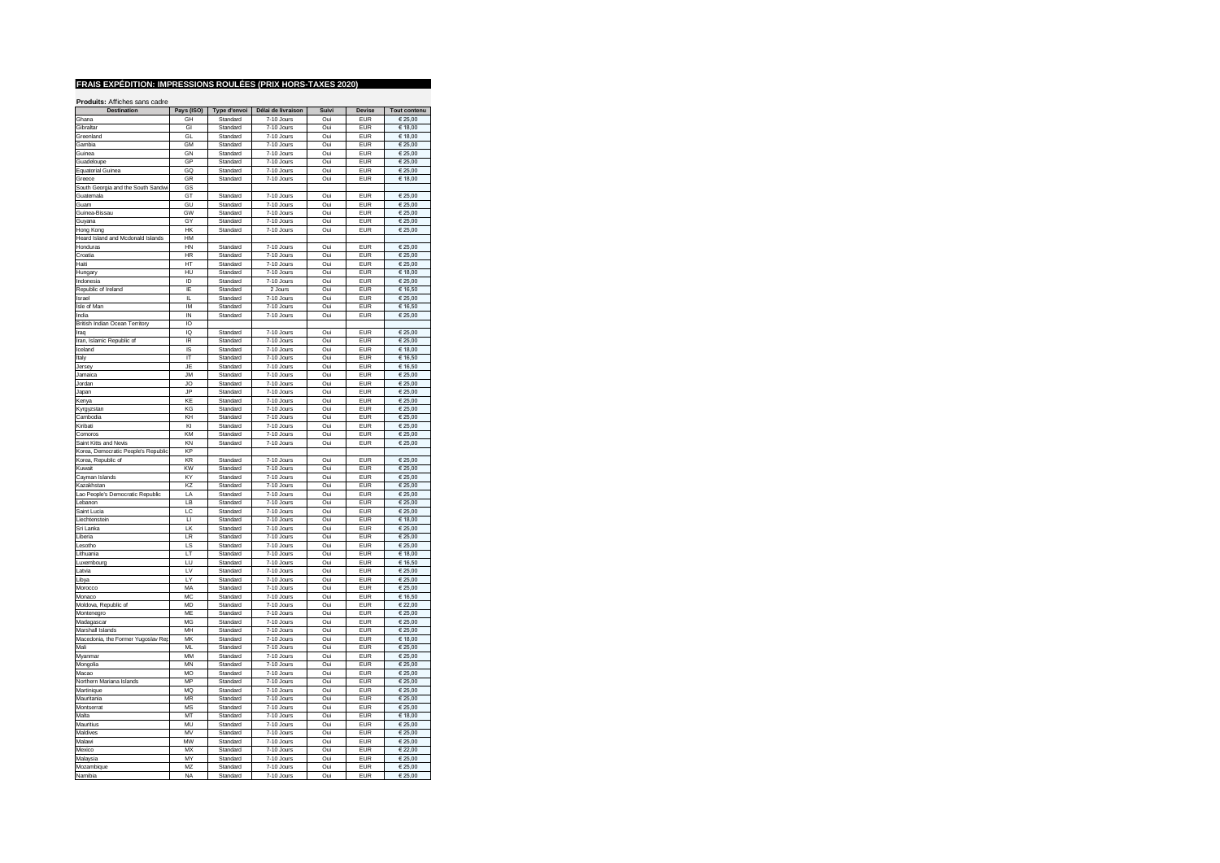## FRAIS EXPÉDITION: IMPRESSIONS ROULÉES (PRIX HORS-TAXES 2020)

**Produits:** Affiches sans cadre

| Destination | Pays (ISO) | Type d'envoi | Délai de livraison | Suivi | Devise | Tout contenu |
|---|---|---|---|---|---|---|
| Ghana | GH | Standard | 7-10 Jours | Oui | EUR | € 25,00 |
| Gibraltar | GI | Standard | 7-10 Jours | Oui | EUR | € 18,00 |
| Greenland | GL | Standard | 7-10 Jours | Oui | EUR | € 18,00 |
| Gambia | GM | Standard | 7-10 Jours | Oui | EUR | € 25,00 |
| Guinea | GN | Standard | 7-10 Jours | Oui | EUR | € 25,00 |
| Guadeloupe | GP | Standard | 7-10 Jours | Oui | EUR | € 25,00 |
| Equatorial Guinea | GQ | Standard | 7-10 Jours | Oui | EUR | € 25,00 |
| Greece | GR | Standard | 7-10 Jours | Oui | EUR | € 18,00 |
| South Georgia and the South Sandwi | GS | | | | | |
| Guatemala | GT | Standard | 7-10 Jours | Oui | EUR | € 25,00 |
| Guam | GU | Standard | 7-10 Jours | Oui | EUR | € 25,00 |
| Guinea-Bissau | GW | Standard | 7-10 Jours | Oui | EUR | € 25,00 |
| Guyana | GY | Standard | 7-10 Jours | Oui | EUR | € 25,00 |
| Hong Kong | HK | Standard | 7-10 Jours | Oui | EUR | € 25,00 |
| Heard Island and Mcdonald Islands | HM | | | | | |
| Honduras | HN | Standard | 7-10 Jours | Oui | EUR | € 25,00 |
| Croatia | HR | Standard | 7-10 Jours | Oui | EUR | € 25,00 |
| Haiti | HT | Standard | 7-10 Jours | Oui | EUR | € 25,00 |
| Hungary | HU | Standard | 7-10 Jours | Oui | EUR | € 18,00 |
| Indonesia | ID | Standard | 7-10 Jours | Oui | EUR | € 25,00 |
| Republic of Ireland | IE | Standard | 2 Jours | Oui | EUR | € 16,50 |
| Israel | IL | Standard | 7-10 Jours | Oui | EUR | € 25,00 |
| Isle of Man | IM | Standard | 7-10 Jours | Oui | EUR | € 16,50 |
| India | IN | Standard | 7-10 Jours | Oui | EUR | € 25,00 |
| British Indian Ocean Territory | IO | | | | | |
| Iraq | IQ | Standard | 7-10 Jours | Oui | EUR | € 25,00 |
| Iran, Islamic Republic of | IR | Standard | 7-10 Jours | Oui | EUR | € 25,00 |
| Iceland | IS | Standard | 7-10 Jours | Oui | EUR | € 18,00 |
| Italy | IT | Standard | 7-10 Jours | Oui | EUR | € 16,50 |
| Jersey | JE | Standard | 7-10 Jours | Oui | EUR | € 16,50 |
| Jamaica | JM | Standard | 7-10 Jours | Oui | EUR | € 25,00 |
| Jordan | JO | Standard | 7-10 Jours | Oui | EUR | € 25,00 |
| Japan | JP | Standard | 7-10 Jours | Oui | EUR | € 25,00 |
| Kenya | KE | Standard | 7-10 Jours | Oui | EUR | € 25,00 |
| Kyrgyzstan | KG | Standard | 7-10 Jours | Oui | EUR | € 25,00 |
| Cambodia | KH | Standard | 7-10 Jours | Oui | EUR | € 25,00 |
| Kiribati | KI | Standard | 7-10 Jours | Oui | EUR | € 25,00 |
| Comoros | KM | Standard | 7-10 Jours | Oui | EUR | € 25,00 |
| Saint Kitts and Nevis | KN | Standard | 7-10 Jours | Oui | EUR | € 25,00 |
| Korea, Democratic People's Republic | KP | | | | | |
| Korea, Republic of | KR | Standard | 7-10 Jours | Oui | EUR | € 25,00 |
| Kuwait | KW | Standard | 7-10 Jours | Oui | EUR | € 25,00 |
| Cayman Islands | KY | Standard | 7-10 Jours | Oui | EUR | € 25,00 |
| Kazakhstan | KZ | Standard | 7-10 Jours | Oui | EUR | € 25,00 |
| Lao People's Democratic Republic | LA | Standard | 7-10 Jours | Oui | EUR | € 25,00 |
| Lebanon | LB | Standard | 7-10 Jours | Oui | EUR | € 25,00 |
| Saint Lucia | LC | Standard | 7-10 Jours | Oui | EUR | € 25,00 |
| Liechtenstein | LI | Standard | 7-10 Jours | Oui | EUR | € 18,00 |
| Sri Lanka | LK | Standard | 7-10 Jours | Oui | EUR | € 25,00 |
| Liberia | LR | Standard | 7-10 Jours | Oui | EUR | € 25,00 |
| Lesotho | LS | Standard | 7-10 Jours | Oui | EUR | € 25,00 |
| Lithuania | LT | Standard | 7-10 Jours | Oui | EUR | € 18,00 |
| Luxembourg | LU | Standard | 7-10 Jours | Oui | EUR | € 16,50 |
| Latvia | LV | Standard | 7-10 Jours | Oui | EUR | € 25,00 |
| Libya | LY | Standard | 7-10 Jours | Oui | EUR | € 25,00 |
| Morocco | MA | Standard | 7-10 Jours | Oui | EUR | € 25,00 |
| Monaco | MC | Standard | 7-10 Jours | Oui | EUR | € 16,50 |
| Moldova, Republic of | MD | Standard | 7-10 Jours | Oui | EUR | € 22,00 |
| Montenegro | ME | Standard | 7-10 Jours | Oui | EUR | € 25,00 |
| Madagascar | MG | Standard | 7-10 Jours | Oui | EUR | € 25,00 |
| Marshall Islands | MH | Standard | 7-10 Jours | Oui | EUR | € 25,00 |
| Macedonia, the Former Yugoslav Rep | MK | Standard | 7-10 Jours | Oui | EUR | € 18,00 |
| Mali | ML | Standard | 7-10 Jours | Oui | EUR | € 25,00 |
| Myanmar | MM | Standard | 7-10 Jours | Oui | EUR | € 25,00 |
| Mongolia | MN | Standard | 7-10 Jours | Oui | EUR | € 25,00 |
| Macao | MO | Standard | 7-10 Jours | Oui | EUR | € 25,00 |
| Northern Mariana Islands | MP | Standard | 7-10 Jours | Oui | EUR | € 25,00 |
| Martinique | MQ | Standard | 7-10 Jours | Oui | EUR | € 25,00 |
| Mauritania | MR | Standard | 7-10 Jours | Oui | EUR | € 25,00 |
| Montserrat | MS | Standard | 7-10 Jours | Oui | EUR | € 25,00 |
| Malta | MT | Standard | 7-10 Jours | Oui | EUR | € 18,00 |
| Mauritius | MU | Standard | 7-10 Jours | Oui | EUR | € 25,00 |
| Maldives | MV | Standard | 7-10 Jours | Oui | EUR | € 25,00 |
| Malawi | MW | Standard | 7-10 Jours | Oui | EUR | € 25,00 |
| Mexico | MX | Standard | 7-10 Jours | Oui | EUR | € 22,00 |
| Malaysia | MY | Standard | 7-10 Jours | Oui | EUR | € 25,00 |
| Mozambique | MZ | Standard | 7-10 Jours | Oui | EUR | € 25,00 |
| Namibia | NA | Standard | 7-10 Jours | Oui | EUR | € 25,00 |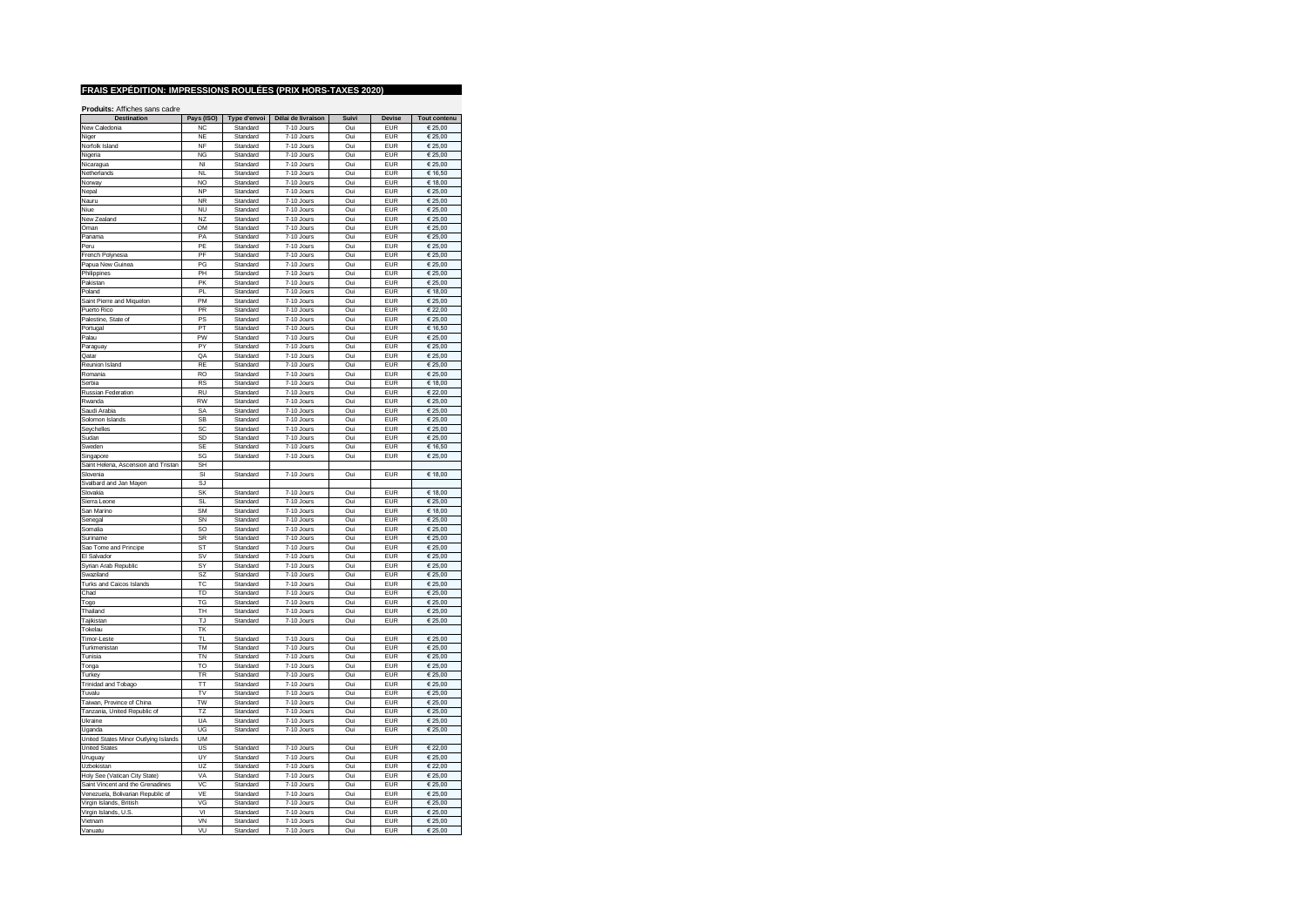## FRAIS EXPÉDITION: IMPRESSIONS ROULÉES (PRIX HORS-TAXES 2020)

**Produits:** Affiches sans cadre

| Destination | Pays (ISO) | Type d'envoi | Délai de livraison | Suivi | Devise | Tout contenu |
|---|---|---|---|---|---|---|
| New Caledonia | NC | Standard | 7-10 Jours | Oui | EUR | € 25,00 |
| Niger | NE | Standard | 7-10 Jours | Oui | EUR | € 25,00 |
| Norfolk Island | NF | Standard | 7-10 Jours | Oui | EUR | € 25,00 |
| Nigeria | NG | Standard | 7-10 Jours | Oui | EUR | € 25,00 |
| Nicaragua | NI | Standard | 7-10 Jours | Oui | EUR | € 25,00 |
| Netherlands | NL | Standard | 7-10 Jours | Oui | EUR | € 16,50 |
| Norway | NO | Standard | 7-10 Jours | Oui | EUR | € 18,00 |
| Nepal | NP | Standard | 7-10 Jours | Oui | EUR | € 25,00 |
| Nauru | NR | Standard | 7-10 Jours | Oui | EUR | € 25,00 |
| Niue | NU | Standard | 7-10 Jours | Oui | EUR | € 25,00 |
| New Zealand | NZ | Standard | 7-10 Jours | Oui | EUR | € 25,00 |
| Oman | OM | Standard | 7-10 Jours | Oui | EUR | € 25,00 |
| Panama | PA | Standard | 7-10 Jours | Oui | EUR | € 25,00 |
| Peru | PE | Standard | 7-10 Jours | Oui | EUR | € 25,00 |
| French Polynesia | PF | Standard | 7-10 Jours | Oui | EUR | € 25,00 |
| Papua New Guinea | PG | Standard | 7-10 Jours | Oui | EUR | € 25,00 |
| Philippines | PH | Standard | 7-10 Jours | Oui | EUR | € 25,00 |
| Pakistan | PK | Standard | 7-10 Jours | Oui | EUR | € 25,00 |
| Poland | PL | Standard | 7-10 Jours | Oui | EUR | € 18,00 |
| Saint Pierre and Miquelon | PM | Standard | 7-10 Jours | Oui | EUR | € 25,00 |
| Puerto Rico | PR | Standard | 7-10 Jours | Oui | EUR | € 22,00 |
| Palestine, State of | PS | Standard | 7-10 Jours | Oui | EUR | € 25,00 |
| Portugal | PT | Standard | 7-10 Jours | Oui | EUR | € 16,50 |
| Palau | PW | Standard | 7-10 Jours | Oui | EUR | € 25,00 |
| Paraguay | PY | Standard | 7-10 Jours | Oui | EUR | € 25,00 |
| Qatar | QA | Standard | 7-10 Jours | Oui | EUR | € 25,00 |
| Reunion Island | RE | Standard | 7-10 Jours | Oui | EUR | € 25,00 |
| Romania | RO | Standard | 7-10 Jours | Oui | EUR | € 25,00 |
| Serbia | RS | Standard | 7-10 Jours | Oui | EUR | € 18,00 |
| Russian Federation | RU | Standard | 7-10 Jours | Oui | EUR | € 22,00 |
| Rwanda | RW | Standard | 7-10 Jours | Oui | EUR | € 25,00 |
| Saudi Arabia | SA | Standard | 7-10 Jours | Oui | EUR | € 25,00 |
| Solomon Islands | SB | Standard | 7-10 Jours | Oui | EUR | € 25,00 |
| Seychelles | SC | Standard | 7-10 Jours | Oui | EUR | € 25,00 |
| Sudan | SD | Standard | 7-10 Jours | Oui | EUR | € 25,00 |
| Sweden | SE | Standard | 7-10 Jours | Oui | EUR | € 16,50 |
| Singapore | SG | Standard | 7-10 Jours | Oui | EUR | € 25,00 |
| Saint Helena, Ascension and Tristan | SH | | | | | |
| Slovenia | SI | Standard | 7-10 Jours | Oui | EUR | € 18,00 |
| Svalbard and Jan Mayen | SJ | | | | | |
| Slovakia | SK | Standard | 7-10 Jours | Oui | EUR | € 18,00 |
| Sierra Leone | SL | Standard | 7-10 Jours | Oui | EUR | € 25,00 |
| San Marino | SM | Standard | 7-10 Jours | Oui | EUR | € 18,00 |
| Senegal | SN | Standard | 7-10 Jours | Oui | EUR | € 25,00 |
| Somalia | SO | Standard | 7-10 Jours | Oui | EUR | € 25,00 |
| Suriname | SR | Standard | 7-10 Jours | Oui | EUR | € 25,00 |
| Sao Tome and Principe | ST | Standard | 7-10 Jours | Oui | EUR | € 25,00 |
| El Salvador | SV | Standard | 7-10 Jours | Oui | EUR | € 25,00 |
| Syrian Arab Republic | SY | Standard | 7-10 Jours | Oui | EUR | € 25,00 |
| Swaziland | SZ | Standard | 7-10 Jours | Oui | EUR | € 25,00 |
| Turks and Caicos Islands | TC | Standard | 7-10 Jours | Oui | EUR | € 25,00 |
| Chad | TD | Standard | 7-10 Jours | Oui | EUR | € 25,00 |
| Togo | TG | Standard | 7-10 Jours | Oui | EUR | € 25,00 |
| Thailand | TH | Standard | 7-10 Jours | Oui | EUR | € 25,00 |
| Tajikistan | TJ | Standard | 7-10 Jours | Oui | EUR | € 25,00 |
| Tokelau | TK | | | | | |
| Timor-Leste | TL | Standard | 7-10 Jours | Oui | EUR | € 25,00 |
| Turkmenistan | TM | Standard | 7-10 Jours | Oui | EUR | € 25,00 |
| Tunisia | TN | Standard | 7-10 Jours | Oui | EUR | € 25,00 |
| Tonga | TO | Standard | 7-10 Jours | Oui | EUR | € 25,00 |
| Turkey | TR | Standard | 7-10 Jours | Oui | EUR | € 25,00 |
| Trinidad and Tobago | TT | Standard | 7-10 Jours | Oui | EUR | € 25,00 |
| Tuvalu | TV | Standard | 7-10 Jours | Oui | EUR | € 25,00 |
| Taiwan, Province of China | TW | Standard | 7-10 Jours | Oui | EUR | € 25,00 |
| Tanzania, United Republic of | TZ | Standard | 7-10 Jours | Oui | EUR | € 25,00 |
| Ukraine | UA | Standard | 7-10 Jours | Oui | EUR | € 25,00 |
| Uganda | UG | Standard | 7-10 Jours | Oui | EUR | € 25,00 |
| United States Minor Outlying Islands | UM | | | | | |
| United States | US | Standard | 7-10 Jours | Oui | EUR | € 22,00 |
| Uruguay | UY | Standard | 7-10 Jours | Oui | EUR | € 25,00 |
| Uzbekistan | UZ | Standard | 7-10 Jours | Oui | EUR | € 22,00 |
| Holy See (Vatican City State) | VA | Standard | 7-10 Jours | Oui | EUR | € 25,00 |
| Saint Vincent and the Grenadines | VC | Standard | 7-10 Jours | Oui | EUR | € 25,00 |
| Venezuela, Bolivarian Republic of | VE | Standard | 7-10 Jours | Oui | EUR | € 25,00 |
| Virgin Islands, British | VG | Standard | 7-10 Jours | Oui | EUR | € 25,00 |
| Virgin Islands, U.S. | VI | Standard | 7-10 Jours | Oui | EUR | € 25,00 |
| Vietnam | VN | Standard | 7-10 Jours | Oui | EUR | € 25,00 |
| Vanuatu | VU | Standard | 7-10 Jours | Oui | EUR | € 25,00 |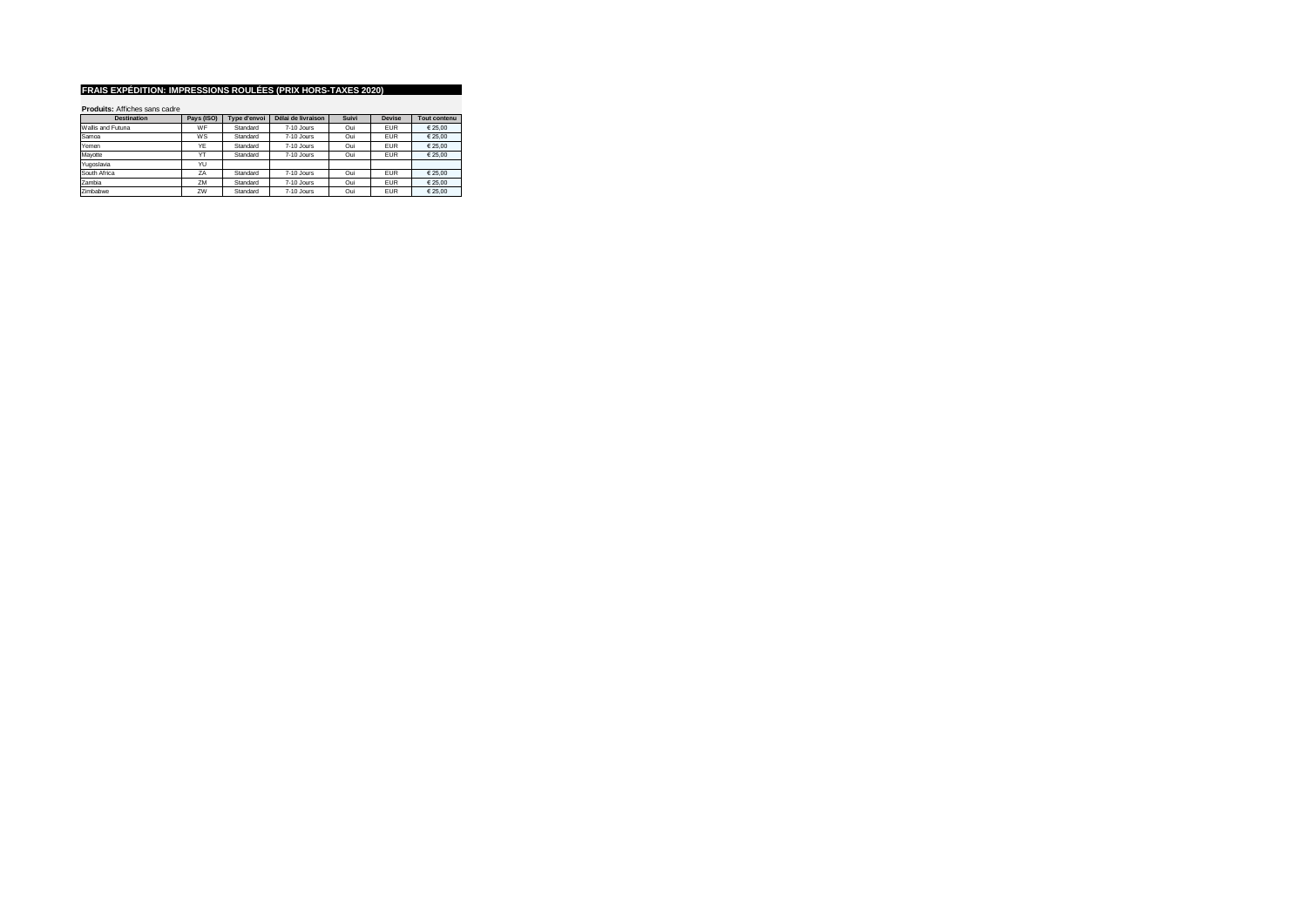## FRAIS EXPÉDITION: IMPRESSIONS ROULÉES (PRIX HORS-TAXES 2020)

**Produits:** Affiches sans cadre

| Destination | Pays (ISO) | Type d'envoi | Délai de livraison | Suivi | Devise | Tout contenu |
|---|---|---|---|---|---|---|
| Wallis and Futuna | WF | Standard | 7-10 Jours | Oui | EUR | € 25,00 |
| Samoa | WS | Standard | 7-10 Jours | Oui | EUR | € 25,00 |
| Yemen | YE | Standard | 7-10 Jours | Oui | EUR | € 25,00 |
| Mayotte | YT | Standard | 7-10 Jours | Oui | EUR | € 25,00 |
| Yugoslavia | YU | | | | | |
| South Africa | ZA | Standard | 7-10 Jours | Oui | EUR | € 25,00 |
| Zambia | ZM | Standard | 7-10 Jours | Oui | EUR | € 25,00 |
| Zimbabwe | ZW | Standard | 7-10 Jours | Oui | EUR | € 25,00 |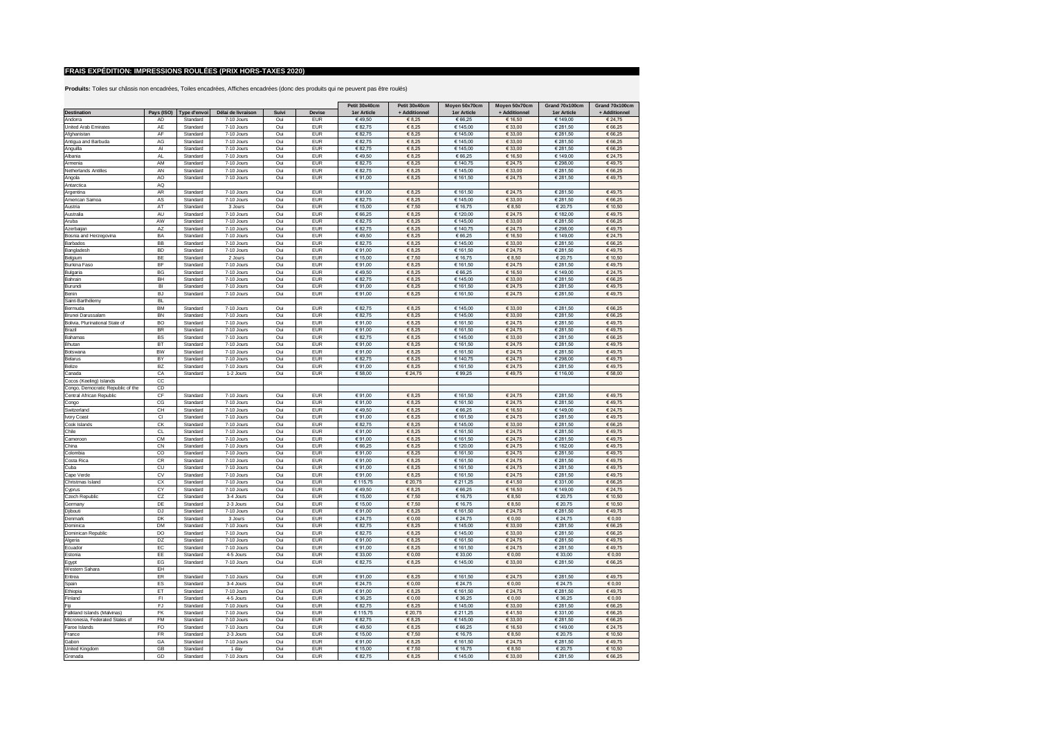**FRAIS EXPÉDITION: IMPRESSIONS ROULÉES (PRIX HORS-TAXES 2020)**

**Produits:** Toiles sur châssis non encadrées, Toiles encadrées, Affiches encadrées (donc des produits qui ne peuvent pas être roulés)

| Destination | Pays (ISO) | Type d'envoi | Délai de livraison | Suivi | Devise | Petit 30x40cm 1er Article | Petit 30x40cm + Additionnel | Moyen 50x70cm 1er Article | Moyen 50x70cm + Additionnel | Grand 70x100cm 1er Article | Grand 70x100cm + Additionnel |
|---|---|---|---|---|---|---|---|---|---|---|---|
| Andorra | AD | Standard | 7-10 Jours | Oui | EUR | € 49,50 | € 8,25 | € 66,25 | € 16,50 | € 149,00 | € 24,75 |
| United Arab Emirates | AE | Standard | 7-10 Jours | Oui | EUR | € 82,75 | € 8,25 | € 145,00 | € 33,00 | € 281,50 | € 66,25 |
| Afghanistan | AF | Standard | 7-10 Jours | Oui | EUR | € 82,75 | € 8,25 | € 145,00 | € 33,00 | € 281,50 | € 66,25 |
| Antigua and Barbuda | AG | Standard | 7-10 Jours | Oui | EUR | € 82,75 | € 8,25 | € 145,00 | € 33,00 | € 281,50 | € 66,25 |
| Anguilla | AI | Standard | 7-10 Jours | Oui | EUR | € 82,75 | € 8,25 | € 145,00 | € 33,00 | € 281,50 | € 66,25 |
| Albania | AL | Standard | 7-10 Jours | Oui | EUR | € 49,50 | € 8,25 | € 66,25 | € 16,50 | € 149,00 | € 24,75 |
| Armenia | AM | Standard | 7-10 Jours | Oui | EUR | € 82,75 | € 8,25 | € 140,75 | € 24,75 | € 298,00 | € 49,75 |
| Netherlands Antilles | AN | Standard | 7-10 Jours | Oui | EUR | € 82,75 | € 8,25 | € 145,00 | € 33,00 | € 281,50 | € 66,25 |
| Angola | AO | Standard | 7-10 Jours | Oui | EUR | € 91,00 | € 8,25 | € 161,50 | € 24,75 | € 281,50 | € 49,75 |
| Antarctica | AQ | | | | | | | | | | |
| Argentina | AR | Standard | 7-10 Jours | Oui | EUR | € 91,00 | € 8,25 | € 161,50 | € 24,75 | € 281,50 | € 49,75 |
| American Samoa | AS | Standard | 7-10 Jours | Oui | EUR | € 82,75 | € 8,25 | € 145,00 | € 33,00 | € 281,50 | € 66,25 |
| Austria | AT | Standard | 3 Jours | Oui | EUR | € 15,00 | € 7,50 | € 16,75 | € 8,50 | € 20,75 | € 10,50 |
| Australia | AU | Standard | 7-10 Jours | Oui | EUR | € 66,25 | € 8,25 | € 120,00 | € 24,75 | € 182,00 | € 49,75 |
| Aruba | AW | Standard | 7-10 Jours | Oui | EUR | € 82,75 | € 8,25 | € 145,00 | € 33,00 | € 281,50 | € 66,25 |
| Azerbaijan | AZ | Standard | 7-10 Jours | Oui | EUR | € 82,75 | € 8,25 | € 140,75 | € 24,75 | € 298,00 | € 49,75 |
| Bosnia and Herzegovina | BA | Standard | 7-10 Jours | Oui | EUR | € 49,50 | € 8,25 | € 66,25 | € 16,50 | € 149,00 | € 24,75 |
| Barbados | BB | Standard | 7-10 Jours | Oui | EUR | € 82,75 | € 8,25 | € 145,00 | € 33,00 | € 281,50 | € 66,25 |
| Bangladesh | BD | Standard | 7-10 Jours | Oui | EUR | € 91,00 | € 8,25 | € 161,50 | € 24,75 | € 281,50 | € 49,75 |
| Belgium | BE | Standard | 2 Jours | Oui | EUR | € 15,00 | € 7,50 | € 16,75 | € 8,50 | € 20,75 | € 10,50 |
| Burkina Faso | BF | Standard | 7-10 Jours | Oui | EUR | € 91,00 | € 8,25 | € 161,50 | € 24,75 | € 281,50 | € 49,75 |
| Bulgaria | BG | Standard | 7-10 Jours | Oui | EUR | € 49,50 | € 8,25 | € 66,25 | € 16,50 | € 149,00 | € 24,75 |
| Bahrain | BH | Standard | 7-10 Jours | Oui | EUR | € 82,75 | € 8,25 | € 145,00 | € 33,00 | € 281,50 | € 66,25 |
| Burundi | BI | Standard | 7-10 Jours | Oui | EUR | € 91,00 | € 8,25 | € 161,50 | € 24,75 | € 281,50 | € 49,75 |
| Benin | BJ | Standard | 7-10 Jours | Oui | EUR | € 91,00 | € 8,25 | € 161,50 | € 24,75 | € 281,50 | € 49,75 |
| Saint-Barthélemy | BL | | | | | | | | | | |
| Bermuda | BM | Standard | 7-10 Jours | Oui | EUR | € 82,75 | € 8,25 | € 145,00 | € 33,00 | € 281,50 | € 66,25 |
| Brunei Darussalam | BN | Standard | 7-10 Jours | Oui | EUR | € 82,75 | € 8,25 | € 145,00 | € 33,00 | € 281,50 | € 66,25 |
| Bolivia, Plurinational State of | BO | Standard | 7-10 Jours | Oui | EUR | € 91,00 | € 8,25 | € 161,50 | € 24,75 | € 281,50 | € 49,75 |
| Brazil | BR | Standard | 7-10 Jours | Oui | EUR | € 91,00 | € 8,25 | € 161,50 | € 24,75 | € 281,50 | € 49,75 |
| Bahamas | BS | Standard | 7-10 Jours | Oui | EUR | € 82,75 | € 8,25 | € 145,00 | € 33,00 | € 281,50 | € 66,25 |
| Bhutan | BT | Standard | 7-10 Jours | Oui | EUR | € 91,00 | € 8,25 | € 161,50 | € 24,75 | € 281,50 | € 49,75 |
| Botswana | BW | Standard | 7-10 Jours | Oui | EUR | € 91,00 | € 8,25 | € 161,50 | € 24,75 | € 281,50 | € 49,75 |
| Belarus | BY | Standard | 7-10 Jours | Oui | EUR | € 82,75 | € 8,25 | € 140,75 | € 24,75 | € 298,00 | € 49,75 |
| Belize | BZ | Standard | 7-10 Jours | Oui | EUR | € 91,00 | € 8,25 | € 161,50 | € 24,75 | € 281,50 | € 49,75 |
| Canada | CA | Standard | 1-2 Jours | Oui | EUR | € 58,00 | € 24,75 | € 99,25 | € 49,75 | € 116,00 | € 58,00 |
| Cocos (Keeling) Islands | CC | | | | | | | | | | |
| Congo, Democratic Republic of the | CD | | | | | | | | | | |
| Central African Republic | CF | Standard | 7-10 Jours | Oui | EUR | € 91,00 | € 8,25 | € 161,50 | € 24,75 | € 281,50 | € 49,75 |
| Congo | CG | Standard | 7-10 Jours | Oui | EUR | € 91,00 | € 8,25 | € 161,50 | € 24,75 | € 281,50 | € 49,75 |
| Switzerland | CH | Standard | 7-10 Jours | Oui | EUR | € 49,50 | € 8,25 | € 66,25 | € 16,50 | € 149,00 | € 24,75 |
| Ivory Coast | CI | Standard | 7-10 Jours | Oui | EUR | € 91,00 | € 8,25 | € 161,50 | € 24,75 | € 281,50 | € 49,75 |
| Cook Islands | CK | Standard | 7-10 Jours | Oui | EUR | € 82,75 | € 8,25 | € 145,00 | € 33,00 | € 281,50 | € 66,25 |
| Chile | CL | Standard | 7-10 Jours | Oui | EUR | € 91,00 | € 8,25 | € 161,50 | € 24,75 | € 281,50 | € 49,75 |
| Cameroon | CM | Standard | 7-10 Jours | Oui | EUR | € 91,00 | € 8,25 | € 161,50 | € 24,75 | € 281,50 | € 49,75 |
| China | CN | Standard | 7-10 Jours | Oui | EUR | € 66,25 | € 8,25 | € 120,00 | € 24,75 | € 182,00 | € 49,75 |
| Colombia | CO | Standard | 7-10 Jours | Oui | EUR | € 91,00 | € 8,25 | € 161,50 | € 24,75 | € 281,50 | € 49,75 |
| Costa Rica | CR | Standard | 7-10 Jours | Oui | EUR | € 91,00 | € 8,25 | € 161,50 | € 24,75 | € 281,50 | € 49,75 |
| Cuba | CU | Standard | 7-10 Jours | Oui | EUR | € 91,00 | € 8,25 | € 161,50 | € 24,75 | € 281,50 | € 49,75 |
| Cape Verde | CV | Standard | 7-10 Jours | Oui | EUR | € 91,00 | € 8,25 | € 161,50 | € 24,75 | € 281,50 | € 49,75 |
| Christmas Island | CX | Standard | 7-10 Jours | Oui | EUR | € 115,75 | € 20,75 | € 211,25 | € 41,50 | € 331,00 | € 66,25 |
| Cyprus | CY | Standard | 7-10 Jours | Oui | EUR | € 49,50 | € 8,25 | € 66,25 | € 16,50 | € 149,00 | € 24,75 |
| Czech Republic | CZ | Standard | 3-4 Jours | Oui | EUR | € 15,00 | € 7,50 | € 16,75 | € 8,50 | € 20,75 | € 10,50 |
| Germany | DE | Standard | 2-3 Jours | Oui | EUR | € 15,00 | € 7,50 | € 16,75 | € 8,50 | € 20,75 | € 10,50 |
| Djibouti | DJ | Standard | 7-10 Jours | Oui | EUR | € 91,00 | € 8,25 | € 161,50 | € 24,75 | € 281,50 | € 49,75 |
| Denmark | DK | Standard | 3 Jours | Oui | EUR | € 24,75 | € 0,00 | € 24,75 | € 0,00 | € 24,75 | € 0,00 |
| Dominica | DM | Standard | 7-10 Jours | Oui | EUR | € 82,75 | € 8,25 | € 145,00 | € 33,00 | € 281,50 | € 66,25 |
| Dominican Republic | DO | Standard | 7-10 Jours | Oui | EUR | € 82,75 | € 8,25 | € 145,00 | € 33,00 | € 281,50 | € 66,25 |
| Algeria | DZ | Standard | 7-10 Jours | Oui | EUR | € 91,00 | € 8,25 | € 161,50 | € 24,75 | € 281,50 | € 49,75 |
| Ecuador | EC | Standard | 7-10 Jours | Oui | EUR | € 91,00 | € 8,25 | € 161,50 | € 24,75 | € 281,50 | € 49,75 |
| Estonia | EE | Standard | 4-5 Jours | Oui | EUR | € 33,00 | € 0,00 | € 33,00 | € 0,00 | € 33,00 | € 0,00 |
| Egypt | EG | Standard | 7-10 Jours | Oui | EUR | € 82,75 | € 8,25 | € 145,00 | € 33,00 | € 281,50 | € 66,25 |
| Western Sahara | EH | | | | | | | | | | |
| Eritrea | ER | Standard | 7-10 Jours | Oui | EUR | € 91,00 | € 8,25 | € 161,50 | € 24,75 | € 281,50 | € 49,75 |
| Spain | ES | Standard | 3-4 Jours | Oui | EUR | € 24,75 | € 0,00 | € 24,75 | € 0,00 | € 24,75 | € 0,00 |
| Ethiopia | ET | Standard | 7-10 Jours | Oui | EUR | € 91,00 | € 8,25 | € 161,50 | € 24,75 | € 281,50 | € 49,75 |
| Finland | FI | Standard | 4-5 Jours | Oui | EUR | € 36,25 | € 0,00 | € 36,25 | € 0,00 | € 36,25 | € 0,00 |
| Fiji | FJ | Standard | 7-10 Jours | Oui | EUR | € 82,75 | € 8,25 | € 145,00 | € 33,00 | € 281,50 | € 66,25 |
| Falkland Islands (Malvinas) | FK | Standard | 7-10 Jours | Oui | EUR | € 115,75 | € 20,75 | € 211,25 | € 41,50 | € 331,00 | € 66,25 |
| Micronesia, Federated States of | FM | Standard | 7-10 Jours | Oui | EUR | € 82,75 | € 8,25 | € 145,00 | € 33,00 | € 281,50 | € 66,25 |
| Faroe Islands | FO | Standard | 7-10 Jours | Oui | EUR | € 49,50 | € 8,25 | € 66,25 | € 16,50 | € 149,00 | € 24,75 |
| France | FR | Standard | 2-3 Jours | Oui | EUR | € 15,00 | € 7,50 | € 16,75 | € 8,50 | € 20,75 | € 10,50 |
| Gabon | GA | Standard | 7-10 Jours | Oui | EUR | € 91,00 | € 8,25 | € 161,50 | € 24,75 | € 281,50 | € 49,75 |
| United Kingdom | GB | Standard | 1 day | Oui | EUR | € 15,00 | € 7,50 | € 16,75 | € 8,50 | € 20,75 | € 10,50 |
| Grenada | GD | Standard | 7-10 Jours | Oui | EUR | € 82,75 | € 8,25 | € 145,00 | € 33,00 | € 281,50 | € 66,25 |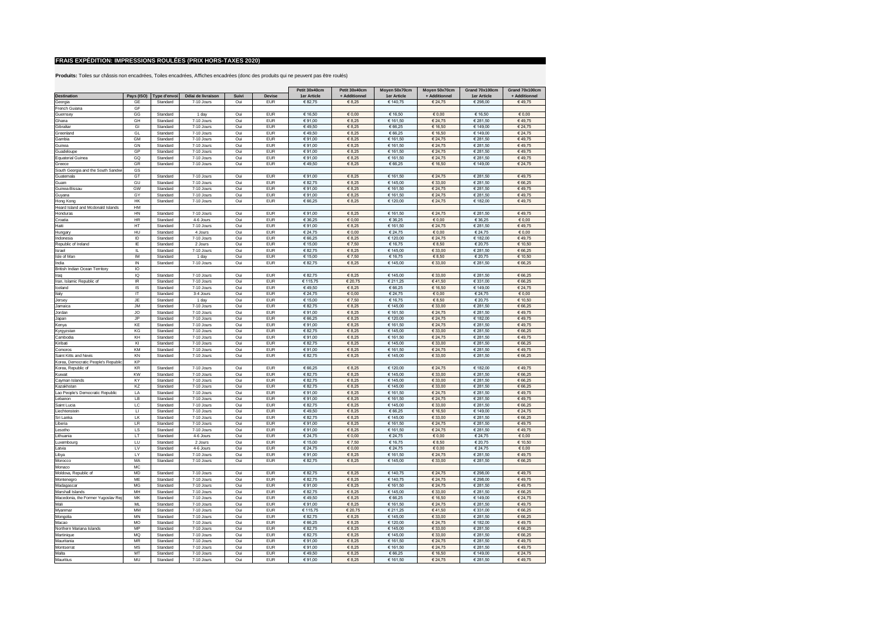## FRAIS EXPÉDITION: IMPRESSIONS ROULÉES (PRIX HORS-TAXES 2020)

**Produits:** Toiles sur châssis non encadrées, Toiles encadrées, Affiches encadrées (donc des produits qui ne peuvent pas être roulés)

| Destination | Pays (ISO) | Type d'envoi | Délai de livraison | Suivi | Devise | Petit 30x40cm 1er Article | Petit 30x40cm + Additionnel | Moyen 50x70cm 1er Article | Moyen 50x70cm + Additionnel | Grand 70x100cm 1er Article | Grand 70x100cm + Additionnel |
|---|---|---|---|---|---|---|---|---|---|---|---|
| Georgia | GE | Standard | 7-10 Jours | Oui | EUR | € 82,75 | € 8,25 | € 140,75 | € 24,75 | € 298,00 | € 49,75 |
| French Guiana | GF | | | | | | | | | | |
| Guernsey | GG | Standard | 1 day | Oui | EUR | € 16,50 | € 0,00 | € 16,50 | € 0,00 | € 16,50 | € 0,00 |
| Ghana | GH | Standard | 7-10 Jours | Oui | EUR | € 91,00 | € 8,25 | € 161,50 | € 24,75 | € 281,50 | € 49,75 |
| Gibraltar | GI | Standard | 7-10 Jours | Oui | EUR | € 49,50 | € 8,25 | € 66,25 | € 16,50 | € 149,00 | € 24,75 |
| Greenland | GL | Standard | 7-10 Jours | Oui | EUR | € 49,50 | € 8,25 | € 66,25 | € 16,50 | € 149,00 | € 24,75 |
| Gambia | GM | Standard | 7-10 Jours | Oui | EUR | € 91,00 | € 8,25 | € 161,50 | € 24,75 | € 281,50 | € 49,75 |
| Guinea | GN | Standard | 7-10 Jours | Oui | EUR | € 91,00 | € 8,25 | € 161,50 | € 24,75 | € 281,50 | € 49,75 |
| Guadeloupe | GP | Standard | 7-10 Jours | Oui | EUR | € 91,00 | € 8,25 | € 161,50 | € 24,75 | € 281,50 | € 49,75 |
| Equatorial Guinea | GQ | Standard | 7-10 Jours | Oui | EUR | € 91,00 | € 8,25 | € 161,50 | € 24,75 | € 281,50 | € 49,75 |
| Greece | GR | Standard | 7-10 Jours | Oui | EUR | € 49,50 | € 8,25 | € 66,25 | € 16,50 | € 149,00 | € 24,75 |
| South Georgia and the South Sandwi | GS | | | | | | | | | | |
| Guatemala | GT | Standard | 7-10 Jours | Oui | EUR | € 91,00 | € 8,25 | € 161,50 | € 24,75 | € 281,50 | € 49,75 |
| Guam | GU | Standard | 7-10 Jours | Oui | EUR | € 82,75 | € 8,25 | € 145,00 | € 33,00 | € 281,50 | € 66,25 |
| Guinea-Bissau | GW | Standard | 7-10 Jours | Oui | EUR | € 91,00 | € 8,25 | € 161,50 | € 24,75 | € 281,50 | € 49,75 |
| Guyana | GY | Standard | 7-10 Jours | Oui | EUR | € 91,00 | € 8,25 | € 161,50 | € 24,75 | € 281,50 | € 49,75 |
| Hong Kong | HK | Standard | 7-10 Jours | Oui | EUR | € 66,25 | € 8,25 | € 120,00 | € 24,75 | € 182,00 | € 49,75 |
| Heard Island and Mcdonald Islands | HM | | | | | | | | | | |
| Honduras | HN | Standard | 7-10 Jours | Oui | EUR | € 91,00 | € 8,25 | € 161,50 | € 24,75 | € 281,50 | € 49,75 |
| Croatia | HR | Standard | 4-6 Jours | Oui | EUR | € 36,25 | € 0,00 | € 36,25 | € 0,00 | € 36,25 | € 0,00 |
| Haiti | HT | Standard | 7-10 Jours | Oui | EUR | € 91,00 | € 8,25 | € 161,50 | € 24,75 | € 281,50 | € 49,75 |
| Hungary | HU | Standard | 4 Jours | Oui | EUR | € 24,75 | € 0,00 | € 24,75 | € 0,00 | € 24,75 | € 0,00 |
| Indonesia | ID | Standard | 7-10 Jours | Oui | EUR | € 66,25 | € 8,25 | € 120,00 | € 24,75 | € 182,00 | € 49,75 |
| Republic of Ireland | IE | Standard | 2 Jours | Oui | EUR | € 15,00 | € 7,50 | € 16,75 | € 8,50 | € 20,75 | € 10,50 |
| Israel | IL | Standard | 7-10 Jours | Oui | EUR | € 82,75 | € 8,25 | € 145,00 | € 33,00 | € 281,50 | € 66,25 |
| Isle of Man | IM | Standard | 1 day | Oui | EUR | € 15,00 | € 7,50 | € 16,75 | € 8,50 | € 20,75 | € 10,50 |
| India | IN | Standard | 7-10 Jours | Oui | EUR | € 82,75 | € 8,25 | € 145,00 | € 33,00 | € 281,50 | € 66,25 |
| British Indian Ocean Territory | IO | | | | | | | | | | |
| Iraq | IQ | Standard | 7-10 Jours | Oui | EUR | € 82,75 | € 8,25 | € 145,00 | € 33,00 | € 281,50 | € 66,25 |
| Iran, Islamic Republic of | IR | Standard | 7-10 Jours | Oui | EUR | € 115,75 | € 20,75 | € 211,25 | € 41,50 | € 331,00 | € 66,25 |
| Iceland | IS | Standard | 7-10 Jours | Oui | EUR | € 49,50 | € 8,25 | € 66,25 | € 16,50 | € 149,00 | € 24,75 |
| Italy | IT | Standard | 3-4 Jours | Oui | EUR | € 24,75 | € 0,00 | € 24,75 | € 0,00 | € 24,75 | € 0,00 |
| Jersey | JE | Standard | 1 day | Oui | EUR | € 15,00 | € 7,50 | € 16,75 | € 8,50 | € 20,75 | € 10,50 |
| Jamaica | JM | Standard | 7-10 Jours | Oui | EUR | € 82,75 | € 8,25 | € 145,00 | € 33,00 | € 281,50 | € 66,25 |
| Jordan | JO | Standard | 7-10 Jours | Oui | EUR | € 91,00 | € 8,25 | € 161,50 | € 24,75 | € 281,50 | € 49,75 |
| Japan | JP | Standard | 7-10 Jours | Oui | EUR | € 66,25 | € 8,25 | € 120,00 | € 24,75 | € 182,00 | € 49,75 |
| Kenya | KE | Standard | 7-10 Jours | Oui | EUR | € 91,00 | € 8,25 | € 161,50 | € 24,75 | € 281,50 | € 49,75 |
| Kyrgyzstan | KG | Standard | 7-10 Jours | Oui | EUR | € 82,75 | € 8,25 | € 145,00 | € 33,00 | € 281,50 | € 66,25 |
| Cambodia | KH | Standard | 7-10 Jours | Oui | EUR | € 91,00 | € 8,25 | € 161,50 | € 24,75 | € 281,50 | € 49,75 |
| Kiribati | KI | Standard | 7-10 Jours | Oui | EUR | € 82,75 | € 8,25 | € 145,00 | € 33,00 | € 281,50 | € 66,25 |
| Comoros | KM | Standard | 7-10 Jours | Oui | EUR | € 91,00 | € 8,25 | € 161,50 | € 24,75 | € 281,50 | € 49,75 |
| Saint Kitts and Nevis | KN | Standard | 7-10 Jours | Oui | EUR | € 82,75 | € 8,25 | € 145,00 | € 33,00 | € 281,50 | € 66,25 |
| Korea, Democratic People's Republic | KP | | | | | | | | | | |
| Korea, Republic of | KR | Standard | 7-10 Jours | Oui | EUR | € 66,25 | € 8,25 | € 120,00 | € 24,75 | € 182,00 | € 49,75 |
| Kuwait | KW | Standard | 7-10 Jours | Oui | EUR | € 82,75 | € 8,25 | € 145,00 | € 33,00 | € 281,50 | € 66,25 |
| Cayman Islands | KY | Standard | 7-10 Jours | Oui | EUR | € 82,75 | € 8,25 | € 145,00 | € 33,00 | € 281,50 | € 66,25 |
| Kazakhstan | KZ | Standard | 7-10 Jours | Oui | EUR | € 82,75 | € 8,25 | € 145,00 | € 33,00 | € 281,50 | € 66,25 |
| Lao People's Democratic Republic | LA | Standard | 7-10 Jours | Oui | EUR | € 91,00 | € 8,25 | € 161,50 | € 24,75 | € 281,50 | € 49,75 |
| Lebanon | LB | Standard | 7-10 Jours | Oui | EUR | € 91,00 | € 8,25 | € 161,50 | € 24,75 | € 281,50 | € 49,75 |
| Saint Lucia | LC | Standard | 7-10 Jours | Oui | EUR | € 82,75 | € 8,25 | € 145,00 | € 33,00 | € 281,50 | € 66,25 |
| Liechtenstein | LI | Standard | 7-10 Jours | Oui | EUR | € 49,50 | € 8,25 | € 66,25 | € 16,50 | € 149,00 | € 24,75 |
| Sri Lanka | LK | Standard | 7-10 Jours | Oui | EUR | € 82,75 | € 8,25 | € 145,00 | € 33,00 | € 281,50 | € 66,25 |
| Liberia | LR | Standard | 7-10 Jours | Oui | EUR | € 91,00 | € 8,25 | € 161,50 | € 24,75 | € 281,50 | € 49,75 |
| Lesotho | LS | Standard | 7-10 Jours | Oui | EUR | € 91,00 | € 8,25 | € 161,50 | € 24,75 | € 281,50 | € 49,75 |
| Lithuania | LT | Standard | 4-6 Jours | Oui | EUR | € 24,75 | € 0,00 | € 24,75 | € 0,00 | € 24,75 | € 0,00 |
| Luxembourg | LU | Standard | 2 Jours | Oui | EUR | € 15,00 | € 7,50 | € 16,75 | € 8,50 | € 20,75 | € 10,50 |
| Latvia | LV | Standard | 4-6 Jours | Oui | EUR | € 24,75 | € 0,00 | € 24,75 | € 0,00 | € 24,75 | € 0,00 |
| Libya | LY | Standard | 7-10 Jours | Oui | EUR | € 91,00 | € 8,25 | € 161,50 | € 24,75 | € 281,50 | € 49,75 |
| Morocco | MA | Standard | 7-10 Jours | Oui | EUR | € 82,75 | € 8,25 | € 145,00 | € 33,00 | € 281,50 | € 66,25 |
| Monaco | MC | | | | | | | | | | |
| Moldova, Republic of | MD | Standard | 7-10 Jours | Oui | EUR | € 82,75 | € 8,25 | € 140,75 | € 24,75 | € 298,00 | € 49,75 |
| Montenegro | ME | Standard | 7-10 Jours | Oui | EUR | € 82,75 | € 8,25 | € 140,75 | € 24,75 | € 298,00 | € 49,75 |
| Madagascar | MG | Standard | 7-10 Jours | Oui | EUR | € 91,00 | € 8,25 | € 161,50 | € 24,75 | € 281,50 | € 49,75 |
| Marshall Islands | MH | Standard | 7-10 Jours | Oui | EUR | € 82,75 | € 8,25 | € 145,00 | € 33,00 | € 281,50 | € 66,25 |
| Macedonia, the Former Yugoslav Rep | MK | Standard | 7-10 Jours | Oui | EUR | € 49,50 | € 8,25 | € 66,25 | € 16,50 | € 149,00 | € 24,75 |
| Mali | ML | Standard | 7-10 Jours | Oui | EUR | € 91,00 | € 8,25 | € 161,50 | € 24,75 | € 281,50 | € 49,75 |
| Myanmar | MM | Standard | 7-10 Jours | Oui | EUR | € 115,75 | € 20,75 | € 211,25 | € 41,50 | € 331,00 | € 66,25 |
| Mongolia | MN | Standard | 7-10 Jours | Oui | EUR | € 82,75 | € 8,25 | € 145,00 | € 33,00 | € 281,50 | € 66,25 |
| Macao | MO | Standard | 7-10 Jours | Oui | EUR | € 66,25 | € 8,25 | € 120,00 | € 24,75 | € 182,00 | € 49,75 |
| Northern Mariana Islands | MP | Standard | 7-10 Jours | Oui | EUR | € 82,75 | € 8,25 | € 145,00 | € 33,00 | € 281,50 | € 66,25 |
| Martinique | MQ | Standard | 7-10 Jours | Oui | EUR | € 82,75 | € 8,25 | € 145,00 | € 33,00 | € 281,50 | € 66,25 |
| Mauritania | MR | Standard | 7-10 Jours | Oui | EUR | € 91,00 | € 8,25 | € 161,50 | € 24,75 | € 281,50 | € 49,75 |
| Montserrat | MS | Standard | 7-10 Jours | Oui | EUR | € 91,00 | € 8,25 | € 161,50 | € 24,75 | € 281,50 | € 49,75 |
| Malta | MT | Standard | 7-10 Jours | Oui | EUR | € 49,50 | € 8,25 | € 66,25 | € 16,50 | € 149,00 | € 24,75 |
| Mauritius | MU | Standard | 7-10 Jours | Oui | EUR | € 91,00 | € 8,25 | € 161,50 | € 24,75 | € 281,50 | € 49,75 |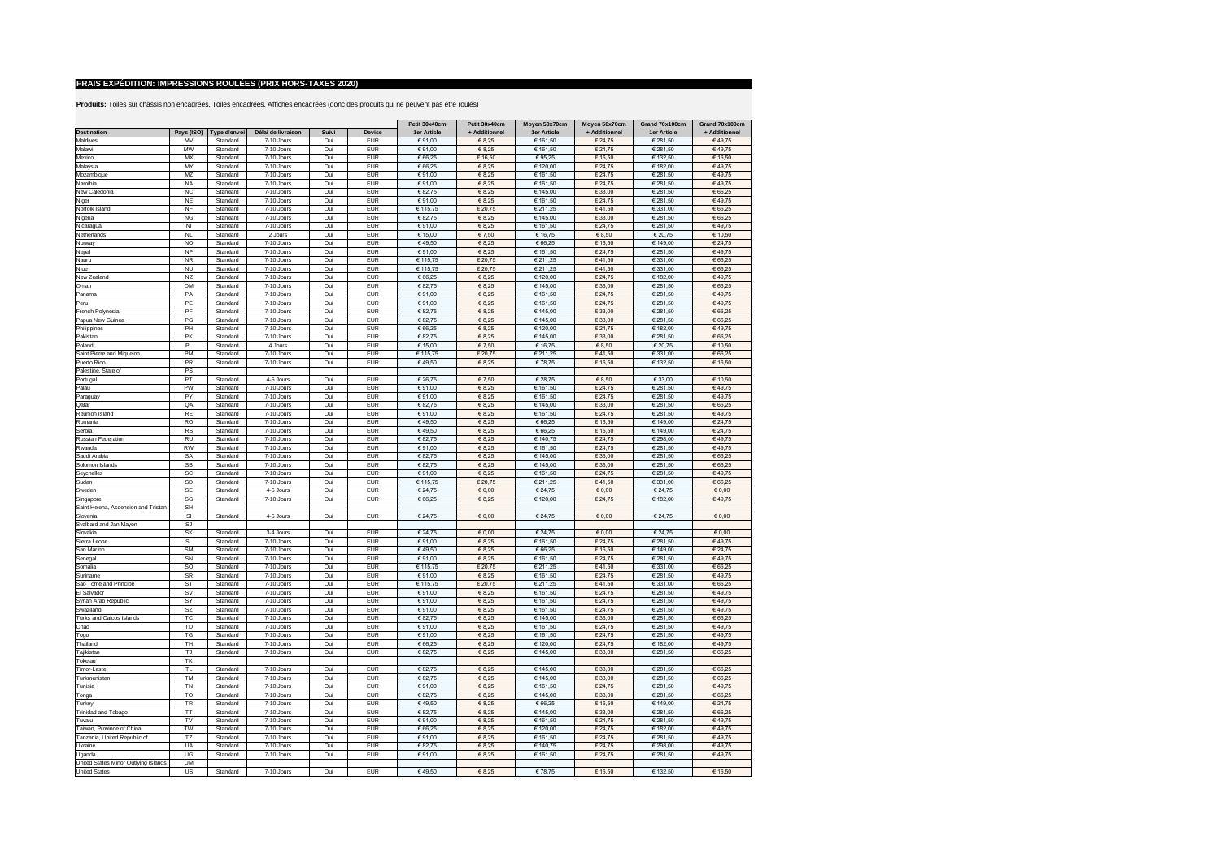## FRAIS EXPÉDITION: IMPRESSIONS ROULÉES (PRIX HORS-TAXES 2020)

**Produits:** Toiles sur châssis non encadrées, Toiles encadrées, Affiches encadrées (donc des produits qui ne peuvent pas être roulés)

| Destination | Pays (ISO) | Type d'envoi | Délai de livraison | Suivi | Devise | Petit 30x40cm 1er Article | Petit 30x40cm + Additionnel | Moyen 50x70cm 1er Article | Moyen 50x70cm + Additionnel | Grand 70x100cm 1er Article | Grand 70x100cm + Additionnel |
|---|---|---|---|---|---|---|---|---|---|---|---|
| Maldives | MV | Standard | 7-10 Jours | Oui | EUR | € 91,00 | € 8,25 | € 161,50 | € 24,75 | € 281,50 | € 49,75 |
| Malawi | MW | Standard | 7-10 Jours | Oui | EUR | € 91,00 | € 8,25 | € 161,50 | € 24,75 | € 281,50 | € 49,75 |
| Mexico | MX | Standard | 7-10 Jours | Oui | EUR | € 66,25 | € 16,50 | € 95,25 | € 16,50 | € 132,50 | € 16,50 |
| Malaysia | MY | Standard | 7-10 Jours | Oui | EUR | € 66,25 | € 8,25 | € 120,00 | € 24,75 | € 182,00 | € 49,75 |
| Mozambique | MZ | Standard | 7-10 Jours | Oui | EUR | € 91,00 | € 8,25 | € 161,50 | € 24,75 | € 281,50 | € 49,75 |
| Namibia | NA | Standard | 7-10 Jours | Oui | EUR | € 91,00 | € 8,25 | € 161,50 | € 24,75 | € 281,50 | € 49,75 |
| New Caledonia | NC | Standard | 7-10 Jours | Oui | EUR | € 82,75 | € 8,25 | € 145,00 | € 33,00 | € 281,50 | € 66,25 |
| Niger | NE | Standard | 7-10 Jours | Oui | EUR | € 91,00 | € 8,25 | € 161,50 | € 24,75 | € 281,50 | € 49,75 |
| Norfolk Island | NF | Standard | 7-10 Jours | Oui | EUR | € 115,75 | € 20,75 | € 211,25 | € 41,50 | € 331,00 | € 66,25 |
| Nigeria | NG | Standard | 7-10 Jours | Oui | EUR | € 82,75 | € 8,25 | € 145,00 | € 33,00 | € 281,50 | € 66,25 |
| Nicaragua | NI | Standard | 7-10 Jours | Oui | EUR | € 91,00 | € 8,25 | € 161,50 | € 24,75 | € 281,50 | € 49,75 |
| Netherlands | NL | Standard | 2 Jours | Oui | EUR | € 15,00 | € 7,50 | € 16,75 | € 8,50 | € 20,75 | € 10,50 |
| Norway | NO | Standard | 7-10 Jours | Oui | EUR | € 49,50 | € 8,25 | € 66,25 | € 16,50 | € 149,00 | € 24,75 |
| Nepal | NP | Standard | 7-10 Jours | Oui | EUR | € 91,00 | € 8,25 | € 161,50 | € 24,75 | € 281,50 | € 49,75 |
| Nauru | NR | Standard | 7-10 Jours | Oui | EUR | € 115,75 | € 20,75 | € 211,25 | € 41,50 | € 331,00 | € 66,25 |
| Niue | NU | Standard | 7-10 Jours | Oui | EUR | € 115,75 | € 20,75 | € 211,25 | € 41,50 | € 331,00 | € 66,25 |
| New Zealand | NZ | Standard | 7-10 Jours | Oui | EUR | € 66,25 | € 8,25 | € 120,00 | € 24,75 | € 182,00 | € 49,75 |
| Oman | OM | Standard | 7-10 Jours | Oui | EUR | € 82,75 | € 8,25 | € 145,00 | € 33,00 | € 281,50 | € 66,25 |
| Panama | PA | Standard | 7-10 Jours | Oui | EUR | € 91,00 | € 8,25 | € 161,50 | € 24,75 | € 281,50 | € 49,75 |
| Peru | PE | Standard | 7-10 Jours | Oui | EUR | € 91,00 | € 8,25 | € 161,50 | € 24,75 | € 281,50 | € 49,75 |
| French Polynesia | PF | Standard | 7-10 Jours | Oui | EUR | € 82,75 | € 8,25 | € 145,00 | € 33,00 | € 281,50 | € 66,25 |
| Papua New Guinea | PG | Standard | 7-10 Jours | Oui | EUR | € 82,75 | € 8,25 | € 145,00 | € 33,00 | € 281,50 | € 66,25 |
| Philippines | PH | Standard | 7-10 Jours | Oui | EUR | € 66,25 | € 8,25 | € 120,00 | € 24,75 | € 182,00 | € 49,75 |
| Pakistan | PK | Standard | 7-10 Jours | Oui | EUR | € 82,75 | € 8,25 | € 145,00 | € 33,00 | € 281,50 | € 66,25 |
| Poland | PL | Standard | 4 Jours | Oui | EUR | € 15,00 | € 7,50 | € 16,75 | € 8,50 | € 20,75 | € 10,50 |
| Saint Pierre and Miquelon | PM | Standard | 7-10 Jours | Oui | EUR | € 115,75 | € 20,75 | € 211,25 | € 41,50 | € 331,00 | € 66,25 |
| Puerto Rico | PR | Standard | 7-10 Jours | Oui | EUR | € 49,50 | € 8,25 | € 78,75 | € 16,50 | € 132,50 | € 16,50 |
| Palestine, State of | PS | | | | | | | | | | |
| Portugal | PT | Standard | 4-5 Jours | Oui | EUR | € 26,75 | € 7,50 | € 28,75 | € 8,50 | € 33,00 | € 10,50 |
| Palau | PW | Standard | 7-10 Jours | Oui | EUR | € 91,00 | € 8,25 | € 161,50 | € 24,75 | € 281,50 | € 49,75 |
| Paraguay | PY | Standard | 7-10 Jours | Oui | EUR | € 91,00 | € 8,25 | € 161,50 | € 24,75 | € 281,50 | € 49,75 |
| Qatar | QA | Standard | 7-10 Jours | Oui | EUR | € 82,75 | € 8,25 | € 145,00 | € 33,00 | € 281,50 | € 66,25 |
| Reunion Island | RE | Standard | 7-10 Jours | Oui | EUR | € 91,00 | € 8,25 | € 161,50 | € 24,75 | € 281,50 | € 49,75 |
| Romania | RO | Standard | 7-10 Jours | Oui | EUR | € 49,50 | € 8,25 | € 66,25 | € 16,50 | € 149,00 | € 24,75 |
| Serbia | RS | Standard | 7-10 Jours | Oui | EUR | € 49,50 | € 8,25 | € 66,25 | € 16,50 | € 149,00 | € 24,75 |
| Russian Federation | RU | Standard | 7-10 Jours | Oui | EUR | € 82,75 | € 8,25 | € 140,75 | € 24,75 | € 298,00 | € 49,75 |
| Rwanda | RW | Standard | 7-10 Jours | Oui | EUR | € 91,00 | € 8,25 | € 161,50 | € 24,75 | € 281,50 | € 49,75 |
| Saudi Arabia | SA | Standard | 7-10 Jours | Oui | EUR | € 82,75 | € 8,25 | € 145,00 | € 33,00 | € 281,50 | € 66,25 |
| Solomon Islands | SB | Standard | 7-10 Jours | Oui | EUR | € 82,75 | € 8,25 | € 145,00 | € 33,00 | € 281,50 | € 66,25 |
| Seychelles | SC | Standard | 7-10 Jours | Oui | EUR | € 91,00 | € 8,25 | € 161,50 | € 24,75 | € 281,50 | € 49,75 |
| Sudan | SD | Standard | 7-10 Jours | Oui | EUR | € 115,75 | € 20,75 | € 211,25 | € 41,50 | € 331,00 | € 66,25 |
| Sweden | SE | Standard | 4-5 Jours | Oui | EUR | € 24,75 | € 0,00 | € 24,75 | € 0,00 | € 24,75 | € 0,00 |
| Singapore | SG | Standard | 7-10 Jours | Oui | EUR | € 66,25 | € 8,25 | € 120,00 | € 24,75 | € 182,00 | € 49,75 |
| Saint Helena, Ascension and Tristan | SH | | | | | | | | | | |
| Slovenia | SI | Standard | 4-5 Jours | Oui | EUR | € 24,75 | € 0,00 | € 24,75 | € 0,00 | € 24,75 | € 0,00 |
| Svalbard and Jan Mayen | SJ | | | | | | | | | | |
| Slovakia | SK | Standard | 3-4 Jours | Oui | EUR | € 24,75 | € 0,00 | € 24,75 | € 0,00 | € 24,75 | € 0,00 |
| Sierra Leone | SL | Standard | 7-10 Jours | Oui | EUR | € 91,00 | € 8,25 | € 161,50 | € 24,75 | € 281,50 | € 49,75 |
| San Marino | SM | Standard | 7-10 Jours | Oui | EUR | € 49,50 | € 8,25 | € 66,25 | € 16,50 | € 149,00 | € 24,75 |
| Senegal | SN | Standard | 7-10 Jours | Oui | EUR | € 91,00 | € 8,25 | € 161,50 | € 24,75 | € 281,50 | € 49,75 |
| Somalia | SO | Standard | 7-10 Jours | Oui | EUR | € 115,75 | € 20,75 | € 211,25 | € 41,50 | € 331,00 | € 66,25 |
| Suriname | SR | Standard | 7-10 Jours | Oui | EUR | € 91,00 | € 8,25 | € 161,50 | € 24,75 | € 281,50 | € 49,75 |
| Sao Tome and Principe | ST | Standard | 7-10 Jours | Oui | EUR | € 115,75 | € 20,75 | € 211,25 | € 41,50 | € 331,00 | € 66,25 |
| El Salvador | SV | Standard | 7-10 Jours | Oui | EUR | € 91,00 | € 8,25 | € 161,50 | € 24,75 | € 281,50 | € 49,75 |
| Syrian Arab Republic | SY | Standard | 7-10 Jours | Oui | EUR | € 91,00 | € 8,25 | € 161,50 | € 24,75 | € 281,50 | € 49,75 |
| Swaziland | SZ | Standard | 7-10 Jours | Oui | EUR | € 91,00 | € 8,25 | € 161,50 | € 24,75 | € 281,50 | € 49,75 |
| Turks and Caicos Islands | TC | Standard | 7-10 Jours | Oui | EUR | € 82,75 | € 8,25 | € 145,00 | € 33,00 | € 281,50 | € 66,25 |
| Chad | TD | Standard | 7-10 Jours | Oui | EUR | € 91,00 | € 8,25 | € 161,50 | € 24,75 | € 281,50 | € 49,75 |
| Togo | TG | Standard | 7-10 Jours | Oui | EUR | € 91,00 | € 8,25 | € 161,50 | € 24,75 | € 281,50 | € 49,75 |
| Thailand | TH | Standard | 7-10 Jours | Oui | EUR | € 66,25 | € 8,25 | € 120,00 | € 24,75 | € 182,00 | € 49,75 |
| Tajikistan | TJ | Standard | 7-10 Jours | Oui | EUR | € 82,75 | € 8,25 | € 145,00 | € 33,00 | € 281,50 | € 66,25 |
| Tokelau | TK | | | | | | | | | | |
| Timor-Leste | TL | Standard | 7-10 Jours | Oui | EUR | € 82,75 | € 8,25 | € 145,00 | € 33,00 | € 281,50 | € 66,25 |
| Turkmenistan | TM | Standard | 7-10 Jours | Oui | EUR | € 82,75 | € 8,25 | € 145,00 | € 33,00 | € 281,50 | € 66,25 |
| Tunisia | TN | Standard | 7-10 Jours | Oui | EUR | € 91,00 | € 8,25 | € 161,50 | € 24,75 | € 281,50 | € 49,75 |
| Tonga | TO | Standard | 7-10 Jours | Oui | EUR | € 82,75 | € 8,25 | € 145,00 | € 33,00 | € 281,50 | € 66,25 |
| Turkey | TR | Standard | 7-10 Jours | Oui | EUR | € 49,50 | € 8,25 | € 66,25 | € 16,50 | € 149,00 | € 24,75 |
| Trinidad and Tobago | TT | Standard | 7-10 Jours | Oui | EUR | € 82,75 | € 8,25 | € 145,00 | € 33,00 | € 281,50 | € 66,25 |
| Tuvalu | TV | Standard | 7-10 Jours | Oui | EUR | € 91,00 | € 8,25 | € 161,50 | € 24,75 | € 281,50 | € 49,75 |
| Taiwan, Province of China | TW | Standard | 7-10 Jours | Oui | EUR | € 66,25 | € 8,25 | € 120,00 | € 24,75 | € 182,00 | € 49,75 |
| Tanzania, United Republic of | TZ | Standard | 7-10 Jours | Oui | EUR | € 91,00 | € 8,25 | € 161,50 | € 24,75 | € 281,50 | € 49,75 |
| Ukraine | UA | Standard | 7-10 Jours | Oui | EUR | € 82,75 | € 8,25 | € 140,75 | € 24,75 | € 298,00 | € 49,75 |
| Uganda | UG | Standard | 7-10 Jours | Oui | EUR | € 91,00 | € 8,25 | € 161,50 | € 24,75 | € 281,50 | € 49,75 |
| United States Minor Outlying Islands | UM | | | | | | | | | | |
| United States | US | Standard | 7-10 Jours | Oui | EUR | € 49,50 | € 8,25 | € 78,75 | € 16,50 | € 132,50 | € 16,50 |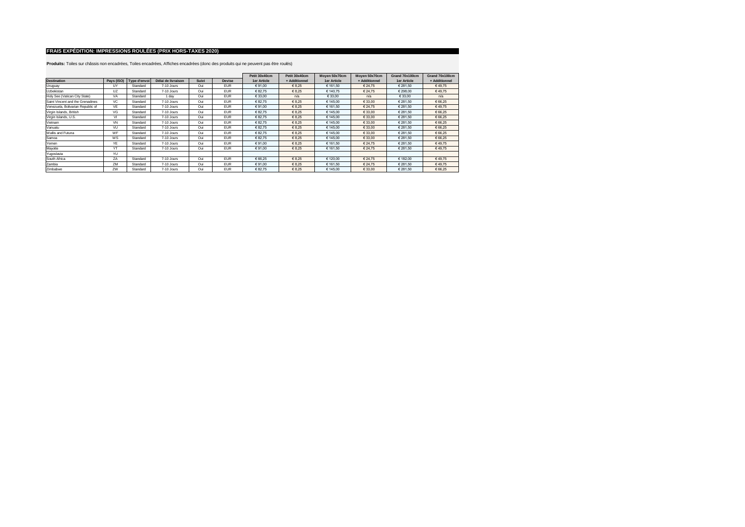## FRAIS EXPÉDITION: IMPRESSIONS ROULÉES (PRIX HORS-TAXES 2020)

**Produits:** Toiles sur châssis non encadrées, Toiles encadrées, Affiches encadrées (donc des produits qui ne peuvent pas être roulés)

| | | | | | | Petit 30x40cm | Petit 30x40cm | Moyen 50x70cm | Moyen 50x70cm | Grand 70x100cm | Grand 70x100cm |
|---|---|---|---|---|---|---|---|---|---|---|---|
| **Destination** | **Pays (ISO)** | **Type d'envoi** | **Délai de livraison** | **Suivi** | **Devise** | **1er Article** | **+ Additionnel** | **1er Article** | **+ Additionnel** | **1er Article** | **+ Additionnel** |
| Uruguay | UY | Standard | 7-10 Jours | Oui | EUR | € 91,00 | € 8,25 | € 161,50 | € 24,75 | € 281,50 | € 49,75 |
| Uzbekistan | UZ | Standard | 7-10 Jours | Oui | EUR | € 82,75 | € 8,25 | € 140,75 | € 24,75 | € 298,00 | € 49,75 |
| Holy See (Vatican City State) | VA | Standard | 1 day | Oui | EUR | € 33,00 | n/a | € 33,00 | n/a | € 33,00 | n/a |
| Saint Vincent and the Grenadines | VC | Standard | 7-10 Jours | Oui | EUR | € 82,75 | € 8,25 | € 145,00 | € 33,00 | € 281,50 | € 66,25 |
| Venezuela, Bolivarian Republic of | VE | Standard | 7-10 Jours | Oui | EUR | € 91,00 | € 8,25 | € 161,50 | € 24,75 | € 281,50 | € 49,75 |
| Virgin Islands, British | VG | Standard | 7-10 Jours | Oui | EUR | € 82,75 | € 8,25 | € 145,00 | € 33,00 | € 281,50 | € 66,25 |
| Virgin Islands, U.S. | VI | Standard | 7-10 Jours | Oui | EUR | € 82,75 | € 8,25 | € 145,00 | € 33,00 | € 281,50 | € 66,25 |
| Vietnam | VN | Standard | 7-10 Jours | Oui | EUR | € 82,75 | € 8,25 | € 145,00 | € 33,00 | € 281,50 | € 66,25 |
| Vanuatu | VU | Standard | 7-10 Jours | Oui | EUR | € 82,75 | € 8,25 | € 145,00 | € 33,00 | € 281,50 | € 66,25 |
| Wallis and Futuna | WF | Standard | 7-10 Jours | Oui | EUR | € 82,75 | € 8,25 | € 145,00 | € 33,00 | € 281,50 | € 66,25 |
| Samoa | WS | Standard | 7-10 Jours | Oui | EUR | € 82,75 | € 8,25 | € 145,00 | € 33,00 | € 281,50 | € 66,25 |
| Yemen | YE | Standard | 7-10 Jours | Oui | EUR | € 91,00 | € 8,25 | € 161,50 | € 24,75 | € 281,50 | € 49,75 |
| Mayotte | YT | Standard | 7-10 Jours | Oui | EUR | € 91,00 | € 8,25 | € 161,50 | € 24,75 | € 281,50 | € 49,75 |
| Yugoslavia | YU | | | | | | | | | | |
| South Africa | ZA | Standard | 7-10 Jours | Oui | EUR | € 66,25 | € 8,25 | € 120,00 | € 24,75 | € 182,00 | € 49,75 |
| Zambia | ZM | Standard | 7-10 Jours | Oui | EUR | € 91,00 | € 8,25 | € 161,50 | € 24,75 | € 281,50 | € 49,75 |
| Zimbabwe | ZW | Standard | 7-10 Jours | Oui | EUR | € 82,75 | € 8,25 | € 145,00 | € 33,00 | € 281,50 | € 66,25 |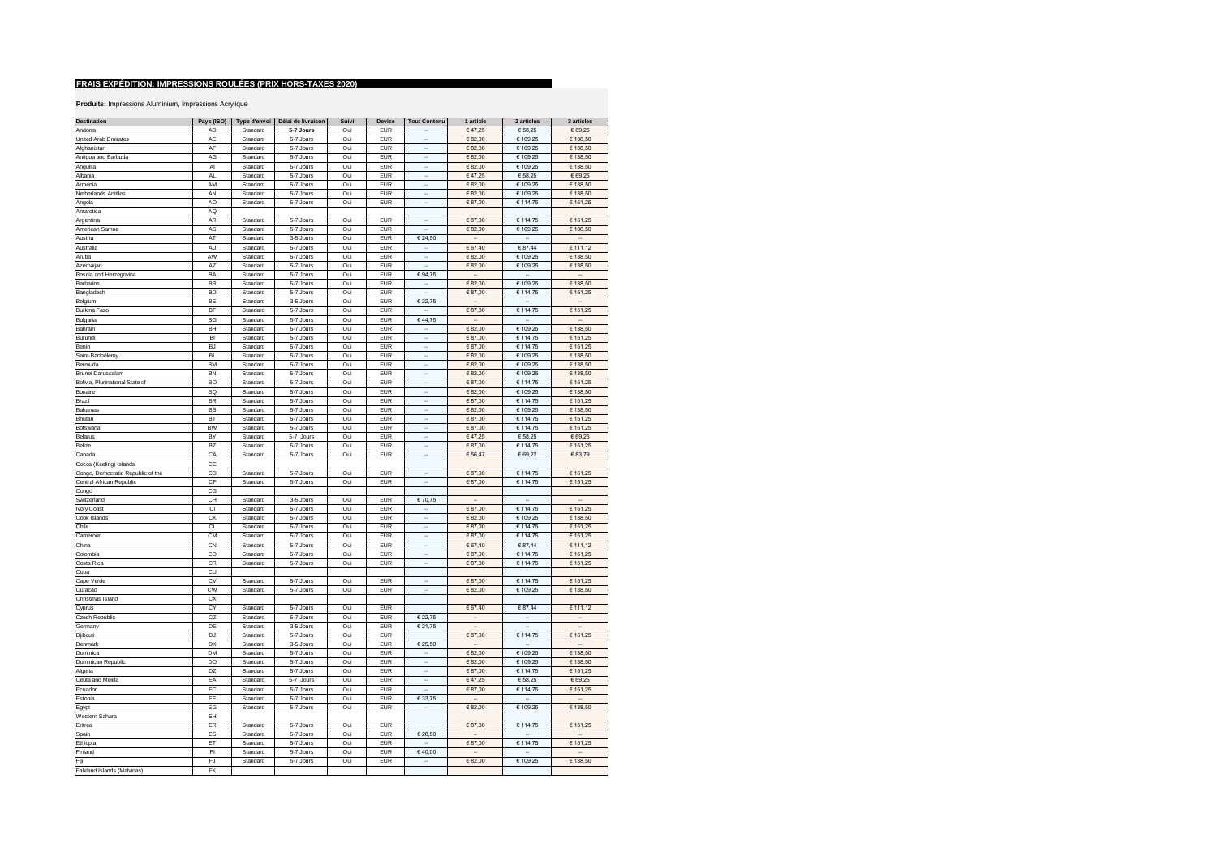# FRAIS EXPÉDITION: IMPRESSIONS ROULÉES (PRIX HORS-TAXES 2020)

**Produits:** Impressions Aluminium, Impressions Acrylique

| Destination | Pays (ISO) | Type d'envoi | Délai de livraison | Suivi | Devise | Tout Contenu | 1 article | 2 articles | 3 articles |
|---|---|---|---|---|---|---|---|---|---|
| Andorra | AD | Standard | **5-7 Jours** | Oui | EUR | -- | € 47,25 | € 58,25 | € 69,25 |
| United Arab Emirates | AE | Standard | 5-7 Jours | Oui | EUR | -- | € 82,00 | € 109,25 | € 138,50 |
| Afghanistan | AF | Standard | 5-7 Jours | Oui | EUR | -- | € 82,00 | € 109,25 | € 138,50 |
| Antigua and Barbuda | AG | Standard | 5-7 Jours | Oui | EUR | -- | € 82,00 | € 109,25 | € 138,50 |
| Anguilla | AI | Standard | 5-7 Jours | Oui | EUR | -- | € 82,00 | € 109,25 | € 138,50 |
| Albania | AL | Standard | 5-7 Jours | Oui | EUR | -- | € 47,25 | € 58,25 | € 69,25 |
| Armenia | AM | Standard | 5-7 Jours | Oui | EUR | -- | € 82,00 | € 109,25 | € 138,50 |
| Netherlands Antilles | AN | Standard | 5-7 Jours | Oui | EUR | -- | € 82,00 | € 109,25 | € 138,50 |
| Angola | AO | Standard | 5-7 Jours | Oui | EUR | -- | € 87,00 | € 114,75 | € 151,25 |
| Antarctica | AQ | | | | | | | | |
| Argentina | AR | Standard | 5-7 Jours | Oui | EUR | -- | € 87,00 | € 114,75 | € 151,25 |
| American Samoa | AS | Standard | 5-7 Jours | Oui | EUR | -- | € 82,00 | € 109,25 | € 138,50 |
| Austria | AT | Standard | 3-5 Jours | Oui | EUR | € 24,50 | -- | -- | -- |
| Australia | AU | Standard | 5-7 Jours | Oui | EUR | -- | € 67,40 | € 87,44 | € 111,12 |
| Aruba | AW | Standard | 5-7 Jours | Oui | EUR | -- | € 82,00 | € 109,25 | € 138,50 |
| Azerbaijan | AZ | Standard | 5-7 Jours | Oui | EUR | -- | € 82,00 | € 109,25 | € 138,50 |
| Bosnia and Herzegovina | BA | Standard | 5-7 Jours | Oui | EUR | € 94,75 | -- | -- | -- |
| Barbados | BB | Standard | 5-7 Jours | Oui | EUR | -- | € 82,00 | € 109,25 | € 138,50 |
| Bangladesh | BD | Standard | 5-7 Jours | Oui | EUR | -- | € 87,00 | € 114,75 | € 151,25 |
| Belgium | BE | Standard | 3-5 Jours | Oui | EUR | € 22,75 | -- | -- | -- |
| Burkina Faso | BF | Standard | 5-7 Jours | Oui | EUR | -- | € 87,00 | € 114,75 | € 151,25 |
| Bulgaria | BG | Standard | 5-7 Jours | Oui | EUR | € 44,75 | -- | -- | -- |
| Bahrain | BH | Standard | 5-7 Jours | Oui | EUR | -- | € 82,00 | € 109,25 | € 138,50 |
| Burundi | BI | Standard | 5-7 Jours | Oui | EUR | -- | € 87,00 | € 114,75 | € 151,25 |
| Benin | BJ | Standard | 5-7 Jours | Oui | EUR | -- | € 87,00 | € 114,75 | € 151,25 |
| Saint-Barthélemy | BL | Standard | 5-7 Jours | Oui | EUR | -- | € 82,00 | € 109,25 | € 138,50 |
| Bermuda | BM | Standard | 5-7 Jours | Oui | EUR | -- | € 82,00 | € 109,25 | € 138,50 |
| Brunei Darussalam | BN | Standard | 5-7 Jours | Oui | EUR | -- | € 82,00 | € 109,25 | € 138,50 |
| Bolivia, Plurinational State of | BO | Standard | 5-7 Jours | Oui | EUR | -- | € 87,00 | € 114,75 | € 151,25 |
| Bonaire | BQ | Standard | 5-7 Jours | Oui | EUR | -- | € 82,00 | € 109,25 | € 138,50 |
| Brazil | BR | Standard | 5-7 Jours | Oui | EUR | -- | € 87,00 | € 114,75 | € 151,25 |
| Bahamas | BS | Standard | 5-7 Jours | Oui | EUR | -- | € 82,00 | € 109,25 | € 138,50 |
| Bhutan | BT | Standard | 5-7 Jours | Oui | EUR | -- | € 87,00 | € 114,75 | € 151,25 |
| Botswana | BW | Standard | 5-7 Jours | Oui | EUR | -- | € 87,00 | € 114,75 | € 151,25 |
| Belarus | BY | Standard | 5-7 Jours | Oui | EUR | -- | € 47,25 | € 58,25 | € 69,25 |
| Belize | BZ | Standard | 5-7 Jours | Oui | EUR | -- | € 87,00 | € 114,75 | € 151,25 |
| Canada | CA | Standard | 5-7 Jours | Oui | EUR | -- | € 56,47 | € 69,22 | € 83,79 |
| Cocos (Keeling) Islands | CC | | | | | | | | |
| Congo, Democratic Republic of the | CD | Standard | 5-7 Jours | Oui | EUR | -- | € 87,00 | € 114,75 | € 151,25 |
| Central African Republic | CF | Standard | 5-7 Jours | Oui | EUR | -- | € 87,00 | € 114,75 | € 151,25 |
| Congo | CG | | | | | | | | |
| Switzerland | CH | Standard | 3-5 Jours | Oui | EUR | € 70,75 | -- | -- | -- |
| Ivory Coast | CI | Standard | 5-7 Jours | Oui | EUR | -- | € 87,00 | € 114,75 | € 151,25 |
| Cook Islands | CK | Standard | 5-7 Jours | Oui | EUR | -- | € 82,00 | € 109,25 | € 138,50 |
| Chile | CL | Standard | 5-7 Jours | Oui | EUR | -- | € 87,00 | € 114,75 | € 151,25 |
| Cameroon | CM | Standard | 5-7 Jours | Oui | EUR | -- | € 87,00 | € 114,75 | € 151,25 |
| China | CN | Standard | 5-7 Jours | Oui | EUR | -- | € 67,40 | € 87,44 | € 111,12 |
| Colombia | CO | Standard | 5-7 Jours | Oui | EUR | -- | € 87,00 | € 114,75 | € 151,25 |
| Costa Rica | CR | Standard | 5-7 Jours | Oui | EUR | -- | € 87,00 | € 114,75 | € 151,25 |
| Cuba | CU | | | | | | | | |
| Cape Verde | CV | Standard | 5-7 Jours | Oui | EUR | -- | € 87,00 | € 114,75 | € 151,25 |
| Curacao | CW | Standard | 5-7 Jours | Oui | EUR | -- | € 82,00 | € 109,25 | € 138,50 |
| Christmas Island | CX | | | | | | | | |
| Cyprus | CY | Standard | 5-7 Jours | Oui | EUR | | € 67,40 | € 87,44 | € 111,12 |
| Czech Republic | CZ | Standard | 5-7 Jours | Oui | EUR | € 22,75 | -- | -- | -- |
| Germany | DE | Standard | 3-5 Jours | Oui | EUR | € 21,75 | -- | -- | -- |
| Djibouti | DJ | Standard | 5-7 Jours | Oui | EUR | -- | € 87,00 | € 114,75 | € 151,25 |
| Denmark | DK | Standard | 3-5 Jours | Oui | EUR | € 25,50 | -- | -- | -- |
| Dominica | DM | Standard | 5-7 Jours | Oui | EUR | -- | € 82,00 | € 109,25 | € 138,50 |
| Dominican Republic | DO | Standard | 5-7 Jours | Oui | EUR | -- | € 82,00 | € 109,25 | € 138,50 |
| Algeria | DZ | Standard | 5-7 Jours | Oui | EUR | -- | € 87,00 | € 114,75 | € 151,25 |
| Ceuta and Melilla | EA | Standard | 5-7 Jours | Oui | EUR | -- | € 47,25 | € 58,25 | € 69,25 |
| Ecuador | EC | Standard | 5-7 Jours | Oui | EUR | -- | € 87,00 | € 114,75 | € 151,25 |
| Estonia | EE | Standard | 5-7 Jours | Oui | EUR | € 33,75 | -- | -- | -- |
| Egypt | EG | Standard | 5-7 Jours | Oui | EUR | -- | € 82,00 | € 109,25 | € 138,50 |
| Western Sahara | EH | | | | | | | | |
| Eritrea | ER | Standard | 5-7 Jours | Oui | EUR | | € 87,00 | € 114,75 | € 151,25 |
| Spain | ES | Standard | 5-7 Jours | Oui | EUR | € 28,50 | -- | -- | -- |
| Ethiopia | ET | Standard | 5-7 Jours | Oui | EUR | -- | € 87,00 | € 114,75 | € 151,25 |
| Finland | FI | Standard | 5-7 Jours | Oui | EUR | € 40,00 | -- | -- | -- |
| Fiji | FJ | Standard | 5-7 Jours | Oui | EUR | -- | € 82,00 | € 109,25 | € 138,50 |
| Falkland Islands (Malvinas) | FK | | | | | | | | |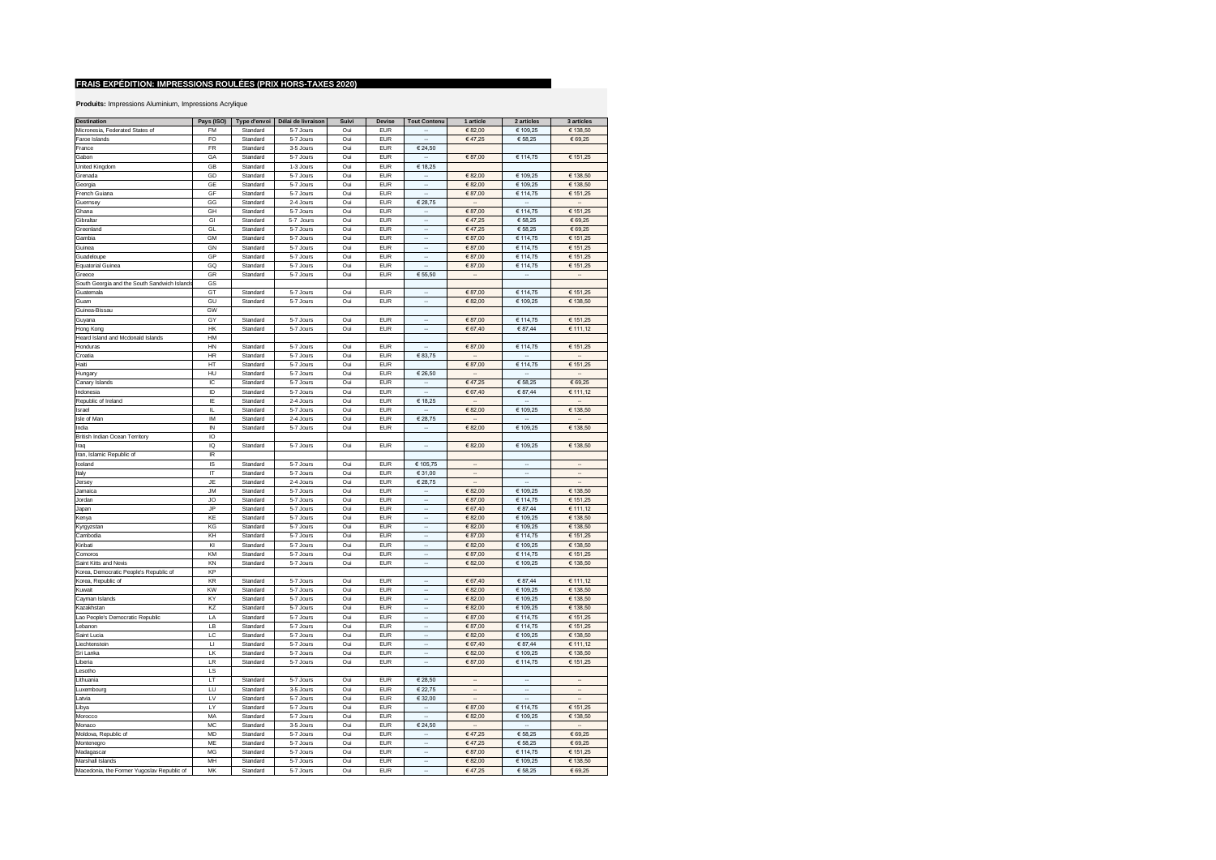## FRAIS EXPÉDITION: IMPRESSIONS ROULÉES (PRIX HORS-TAXES 2020)

**Produits:** Impressions Aluminium, Impressions Acrylique

| Destination | Pays (ISO) | Type d'envoi | Délai de livraison | Suivi | Devise | Tout Contenu | 1 article | 2 articles | 3 articles |
|---|---|---|---|---|---|---|---|---|---|
| Micronesia, Federated States of | FM | Standard | 5-7 Jours | Oui | EUR | -- | € 82,00 | € 109,25 | € 138,50 |
| Faroe Islands | FO | Standard | 5-7 Jours | Oui | EUR | -- | € 47,25 | € 58,25 | € 69,25 |
| France | FR | Standard | 3-5 Jours | Oui | EUR | € 24,50 | | | |
| Gabon | GA | Standard | 5-7 Jours | Oui | EUR | -- | € 87,00 | € 114,75 | € 151,25 |
| United Kingdom | GB | Standard | 1-3 Jours | Oui | EUR | € 18,25 | | | |
| Grenada | GD | Standard | 5-7 Jours | Oui | EUR | -- | € 82,00 | € 109,25 | € 138,50 |
| Georgia | GE | Standard | 5-7 Jours | Oui | EUR | -- | € 82,00 | € 109,25 | € 138,50 |
| French Guiana | GF | Standard | 5-7 Jours | Oui | EUR | -- | € 87,00 | € 114,75 | € 151,25 |
| Guernsey | GG | Standard | 2-4 Jours | Oui | EUR | € 28,75 | -- | -- | -- |
| Ghana | GH | Standard | 5-7 Jours | Oui | EUR | -- | € 87,00 | € 114,75 | € 151,25 |
| Gibraltar | GI | Standard | 5-7 Jours | Oui | EUR | -- | € 47,25 | € 58,25 | € 69,25 |
| Greenland | GL | Standard | 5-7 Jours | Oui | EUR | -- | € 47,25 | € 58,25 | € 69,25 |
| Gambia | GM | Standard | 5-7 Jours | Oui | EUR | -- | € 87,00 | € 114,75 | € 151,25 |
| Guinea | GN | Standard | 5-7 Jours | Oui | EUR | -- | € 87,00 | € 114,75 | € 151,25 |
| Guadeloupe | GP | Standard | 5-7 Jours | Oui | EUR | -- | € 87,00 | € 114,75 | € 151,25 |
| Equatorial Guinea | GQ | Standard | 5-7 Jours | Oui | EUR | -- | € 87,00 | € 114,75 | € 151,25 |
| Greece | GR | Standard | 5-7 Jours | Oui | EUR | € 55,50 | -- | -- | -- |
| South Georgia and the South Sandwich Islands | GS | | | | | | | | |
| Guatemala | GT | Standard | 5-7 Jours | Oui | EUR | -- | € 87,00 | € 114,75 | € 151,25 |
| Guam | GU | Standard | 5-7 Jours | Oui | EUR | -- | € 82,00 | € 109,25 | € 138,50 |
| Guinea-Bissau | GW | | | | | | | | |
| Guyana | GY | Standard | 5-7 Jours | Oui | EUR | -- | € 87,00 | € 114,75 | € 151,25 |
| Hong Kong | HK | Standard | 5-7 Jours | Oui | EUR | -- | € 67,40 | € 87,44 | € 111,12 |
| Heard Island and Mcdonald Islands | HM | | | | | | | | |
| Honduras | HN | Standard | 5-7 Jours | Oui | EUR | -- | € 87,00 | € 114,75 | € 151,25 |
| Croatia | HR | Standard | 5-7 Jours | Oui | EUR | € 83,75 | -- | -- | -- |
| Haiti | HT | Standard | 5-7 Jours | Oui | EUR | | € 87,00 | € 114,75 | € 151,25 |
| Hungary | HU | Standard | 5-7 Jours | Oui | EUR | € 26,50 | -- | -- | -- |
| Canary Islands | IC | Standard | 5-7 Jours | Oui | EUR | -- | € 47,25 | € 58,25 | € 69,25 |
| Indonesia | ID | Standard | 5-7 Jours | Oui | EUR | -- | € 67,40 | € 87,44 | € 111,12 |
| Republic of Ireland | IE | Standard | 2-4 Jours | Oui | EUR | € 18,25 | -- | -- | -- |
| Israel | IL | Standard | 5-7 Jours | Oui | EUR | -- | € 82,00 | € 109,25 | € 138,50 |
| Isle of Man | IM | Standard | 2-4 Jours | Oui | EUR | € 28,75 | -- | -- | -- |
| India | IN | Standard | 5-7 Jours | Oui | EUR | -- | € 82,00 | € 109,25 | € 138,50 |
| British Indian Ocean Territory | IO | | | | | | | | |
| Iraq | IQ | Standard | 5-7 Jours | Oui | EUR | -- | € 82,00 | € 109,25 | € 138,50 |
| Iran, Islamic Republic of | IR | | | | | | | | |
| Iceland | IS | Standard | 5-7 Jours | Oui | EUR | € 105,75 | -- | -- | -- |
| Italy | IT | Standard | 5-7 Jours | Oui | EUR | € 31,00 | -- | -- | -- |
| Jersey | JE | Standard | 2-4 Jours | Oui | EUR | € 28,75 | -- | -- | -- |
| Jamaica | JM | Standard | 5-7 Jours | Oui | EUR | -- | € 82,00 | € 109,25 | € 138,50 |
| Jordan | JO | Standard | 5-7 Jours | Oui | EUR | -- | € 87,00 | € 114,75 | € 151,25 |
| Japan | JP | Standard | 5-7 Jours | Oui | EUR | -- | € 67,40 | € 87,44 | € 111,12 |
| Kenya | KE | Standard | 5-7 Jours | Oui | EUR | -- | € 82,00 | € 109,25 | € 138,50 |
| Kyrgyzstan | KG | Standard | 5-7 Jours | Oui | EUR | -- | € 82,00 | € 109,25 | € 138,50 |
| Cambodia | KH | Standard | 5-7 Jours | Oui | EUR | -- | € 87,00 | € 114,75 | € 151,25 |
| Kiribati | KI | Standard | 5-7 Jours | Oui | EUR | -- | € 82,00 | € 109,25 | € 138,50 |
| Comoros | KM | Standard | 5-7 Jours | Oui | EUR | -- | € 87,00 | € 114,75 | € 151,25 |
| Saint Kitts and Nevis | KN | Standard | 5-7 Jours | Oui | EUR | -- | € 82,00 | € 109,25 | € 138,50 |
| Korea, Democratic People's Republic of | KP | | | | | | | | |
| Korea, Republic of | KR | Standard | 5-7 Jours | Oui | EUR | -- | € 67,40 | € 87,44 | € 111,12 |
| Kuwait | KW | Standard | 5-7 Jours | Oui | EUR | -- | € 82,00 | € 109,25 | € 138,50 |
| Cayman Islands | KY | Standard | 5-7 Jours | Oui | EUR | -- | € 82,00 | € 109,25 | € 138,50 |
| Kazakhstan | KZ | Standard | 5-7 Jours | Oui | EUR | -- | € 82,00 | € 109,25 | € 138,50 |
| Lao People's Democratic Republic | LA | Standard | 5-7 Jours | Oui | EUR | -- | € 87,00 | € 114,75 | € 151,25 |
| Lebanon | LB | Standard | 5-7 Jours | Oui | EUR | -- | € 87,00 | € 114,75 | € 151,25 |
| Saint Lucia | LC | Standard | 5-7 Jours | Oui | EUR | -- | € 82,00 | € 109,25 | € 138,50 |
| Liechtenstein | LI | Standard | 5-7 Jours | Oui | EUR | -- | € 67,40 | € 87,44 | € 111,12 |
| Sri Lanka | LK | Standard | 5-7 Jours | Oui | EUR | -- | € 82,00 | € 109,25 | € 138,50 |
| Liberia | LR | Standard | 5-7 Jours | Oui | EUR | -- | € 87,00 | € 114,75 | € 151,25 |
| Lesotho | LS | | | | | | | | |
| Lithuania | LT | Standard | 5-7 Jours | Oui | EUR | € 28,50 | -- | -- | -- |
| Luxembourg | LU | Standard | 3-5 Jours | Oui | EUR | € 22,75 | -- | -- | -- |
| Latvia | LV | Standard | 5-7 Jours | Oui | EUR | € 32,00 | -- | -- | -- |
| Libya | LY | Standard | 5-7 Jours | Oui | EUR | -- | € 87,00 | € 114,75 | € 151,25 |
| Morocco | MA | Standard | 5-7 Jours | Oui | EUR | -- | € 82,00 | € 109,25 | € 138,50 |
| Monaco | MC | Standard | 3-5 Jours | Oui | EUR | € 24,50 | -- | -- | -- |
| Moldova, Republic of | MD | Standard | 5-7 Jours | Oui | EUR | -- | € 47,25 | € 58,25 | € 69,25 |
| Montenegro | ME | Standard | 5-7 Jours | Oui | EUR | -- | € 47,25 | € 58,25 | € 69,25 |
| Madagascar | MG | Standard | 5-7 Jours | Oui | EUR | -- | € 87,00 | € 114,75 | € 151,25 |
| Marshall Islands | MH | Standard | 5-7 Jours | Oui | EUR | -- | € 82,00 | € 109,25 | € 138,50 |
| Macedonia, the Former Yugoslav Republic of | MK | Standard | 5-7 Jours | Oui | EUR | -- | € 47,25 | € 58,25 | € 69,25 |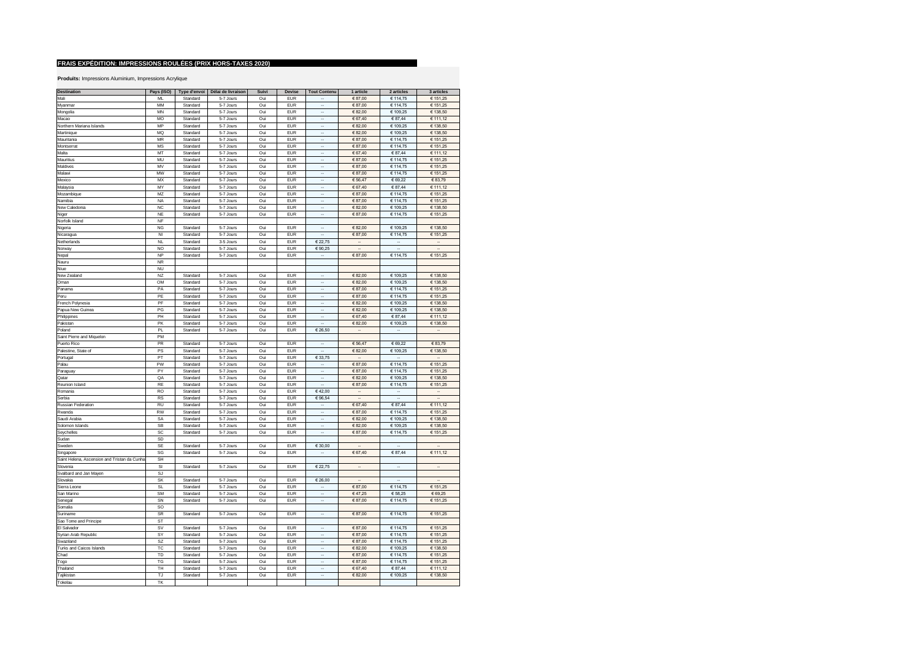## FRAIS EXPÉDITION: IMPRESSIONS ROULÉES (PRIX HORS-TAXES 2020)

**Produits:** Impressions Aluminium, Impressions Acrylique

| Destination | Pays (ISO) | Type d'envoi | Délai de livraison | Suivi | Devise | Tout Contenu | 1 article | 2 articles | 3 articles |
|---|---|---|---|---|---|---|---|---|---|
| Mali | ML | Standard | 5-7 Jours | Oui | EUR | -- | € 87,00 | € 114,75 | € 151,25 |
| Myanmar | MM | Standard | 5-7 Jours | Oui | EUR | -- | € 87,00 | € 114,75 | € 151,25 |
| Mongolia | MN | Standard | 5-7 Jours | Oui | EUR | -- | € 82,00 | € 109,25 | € 138,50 |
| Macao | MO | Standard | 5-7 Jours | Oui | EUR | -- | € 67,40 | € 87,44 | € 111,12 |
| Northern Mariana Islands | MP | Standard | 5-7 Jours | Oui | EUR | -- | € 82,00 | € 109,25 | € 138,50 |
| Martinique | MQ | Standard | 5-7 Jours | Oui | EUR | -- | € 82,00 | € 109,25 | € 138,50 |
| Mauritania | MR | Standard | 5-7 Jours | Oui | EUR | -- | € 87,00 | € 114,75 | € 151,25 |
| Montserrat | MS | Standard | 5-7 Jours | Oui | EUR | -- | € 87,00 | € 114,75 | € 151,25 |
| Malta | MT | Standard | 5-7 Jours | Oui | EUR | -- | € 67,40 | € 87,44 | € 111,12 |
| Mauritius | MU | Standard | 5-7 Jours | Oui | EUR | -- | € 87,00 | € 114,75 | € 151,25 |
| Maldives | MV | Standard | 5-7 Jours | Oui | EUR | -- | € 87,00 | € 114,75 | € 151,25 |
| Malawi | MW | Standard | 5-7 Jours | Oui | EUR | -- | € 87,00 | € 114,75 | € 151,25 |
| Mexico | MX | Standard | 5-7 Jours | Oui | EUR | -- | € 56,47 | € 69,22 | € 83,79 |
| Malaysia | MY | Standard | 5-7 Jours | Oui | EUR | -- | € 67,40 | € 87,44 | € 111,12 |
| Mozambique | MZ | Standard | 5-7 Jours | Oui | EUR | -- | € 87,00 | € 114,75 | € 151,25 |
| Namibia | NA | Standard | 5-7 Jours | Oui | EUR | -- | € 87,00 | € 114,75 | € 151,25 |
| New Caledonia | NC | Standard | 5-7 Jours | Oui | EUR | -- | € 82,00 | € 109,25 | € 138,50 |
| Niger | NE | Standard | 5-7 Jours | Oui | EUR | -- | € 87,00 | € 114,75 | € 151,25 |
| Norfolk Island | NF | | | | | | | | |
| Nigeria | NG | Standard | 5-7 Jours | Oui | EUR | -- | € 82,00 | € 109,25 | € 138,50 |
| Nicaragua | NI | Standard | 5-7 Jours | Oui | EUR | -- | € 87,00 | € 114,75 | € 151,25 |
| Netherlands | NL | Standard | 3-5 Jours | Oui | EUR | € 22,75 | -- | -- | -- |
| Norway | NO | Standard | 5-7 Jours | Oui | EUR | € 90,25 | -- | -- | -- |
| Nepal | NP | Standard | 5-7 Jours | Oui | EUR | -- | € 87,00 | € 114,75 | € 151,25 |
| Nauru | NR | | | | | | | | |
| Niue | NU | | | | | | | | |
| New Zealand | NZ | Standard | 5-7 Jours | Oui | EUR | -- | € 82,00 | € 109,25 | € 138,50 |
| Oman | OM | Standard | 5-7 Jours | Oui | EUR | -- | € 82,00 | € 109,25 | € 138,50 |
| Panama | PA | Standard | 5-7 Jours | Oui | EUR | -- | € 87,00 | € 114,75 | € 151,25 |
| Peru | PE | Standard | 5-7 Jours | Oui | EUR | -- | € 87,00 | € 114,75 | € 151,25 |
| French Polynesia | PF | Standard | 5-7 Jours | Oui | EUR | -- | € 82,00 | € 109,25 | € 138,50 |
| Papua New Guinea | PG | Standard | 5-7 Jours | Oui | EUR | -- | € 82,00 | € 109,25 | € 138,50 |
| Philippines | PH | Standard | 5-7 Jours | Oui | EUR | -- | € 67,40 | € 87,44 | € 111,12 |
| Pakistan | PK | Standard | 5-7 Jours | Oui | EUR | -- | € 82,00 | € 109,25 | € 138,50 |
| Poland | PL | Standard | 5-7 Jours | Oui | EUR | € 26,50 | -- | -- | -- |
| Saint Pierre and Miquelon | PM | | | | | | | | |
| Puerto Rico | PR | Standard | 5-7 Jours | Oui | EUR | -- | € 56,47 | € 69,22 | € 83,79 |
| Palestine, State of | PS | Standard | 5-7 Jours | Oui | EUR | -- | € 82,00 | € 109,25 | € 138,50 |
| Portugal | PT | Standard | 5-7 Jours | Oui | EUR | € 33,75 | -- | -- | -- |
| Palau | PW | Standard | 5-7 Jours | Oui | EUR | -- | € 87,00 | € 114,75 | € 151,25 |
| Paraguay | PY | Standard | 5-7 Jours | Oui | EUR | -- | € 87,00 | € 114,75 | € 151,25 |
| Qatar | QA | Standard | 5-7 Jours | Oui | EUR | -- | € 82,00 | € 109,25 | € 138,50 |
| Reunion Island | RE | Standard | 5-7 Jours | Oui | EUR | -- | € 87,00 | € 114,75 | € 151,25 |
| Romania | RO | Standard | 5-7 Jours | Oui | EUR | € 42,00 | -- | -- | -- |
| Serbia | RS | Standard | 5-7 Jours | Oui | EUR | € 96,54 | -- | -- | -- |
| Russian Federation | RU | Standard | 5-7 Jours | Oui | EUR | -- | € 67,40 | € 87,44 | € 111,12 |
| Rwanda | RW | Standard | 5-7 Jours | Oui | EUR | -- | € 87,00 | € 114,75 | € 151,25 |
| Saudi Arabia | SA | Standard | 5-7 Jours | Oui | EUR | -- | € 82,00 | € 109,25 | € 138,50 |
| Solomon Islands | SB | Standard | 5-7 Jours | Oui | EUR | -- | € 82,00 | € 109,25 | € 138,50 |
| Seychelles | SC | Standard | 5-7 Jours | Oui | EUR | -- | € 87,00 | € 114,75 | € 151,25 |
| Sudan | SD | | | | | | | | |
| Sweden | SE | Standard | 5-7 Jours | Oui | EUR | € 30,00 | -- | -- | -- |
| Singapore | SG | Standard | 5-7 Jours | Oui | EUR | -- | € 67,40 | € 87,44 | € 111,12 |
| Saint Helena, Ascension and Tristan da Cunha | SH | | | | | | | | |
| Slovenia | SI | Standard | 5-7 Jours | Oui | EUR | € 22,75 | -- | -- | -- |
| Svalbard and Jan Mayen | SJ | | | | | | | | |
| Slovakia | SK | Standard | 5-7 Jours | Oui | EUR | € 26,00 | -- | -- | -- |
| Sierra Leone | SL | Standard | 5-7 Jours | Oui | EUR | -- | € 87,00 | € 114,75 | € 151,25 |
| San Marino | SM | Standard | 5-7 Jours | Oui | EUR | -- | € 47,25 | € 58,25 | € 69,25 |
| Senegal | SN | Standard | 5-7 Jours | Oui | EUR | -- | € 87,00 | € 114,75 | € 151,25 |
| Somalia | SO | | | | | | | | |
| Suriname | SR | Standard | 5-7 Jours | Oui | EUR | -- | € 87,00 | € 114,75 | € 151,25 |
| Sao Tome and Principe | ST | | | | | | | | |
| El Salvador | SV | Standard | 5-7 Jours | Oui | EUR | -- | € 87,00 | € 114,75 | € 151,25 |
| Syrian Arab Republic | SY | Standard | 5-7 Jours | Oui | EUR | -- | € 87,00 | € 114,75 | € 151,25 |
| Swaziland | SZ | Standard | 5-7 Jours | Oui | EUR | -- | € 87,00 | € 114,75 | € 151,25 |
| Turks and Caicos Islands | TC | Standard | 5-7 Jours | Oui | EUR | -- | € 82,00 | € 109,25 | € 138,50 |
| Chad | TD | Standard | 5-7 Jours | Oui | EUR | -- | € 87,00 | € 114,75 | € 151,25 |
| Togo | TG | Standard | 5-7 Jours | Oui | EUR | -- | € 87,00 | € 114,75 | € 151,25 |
| Thailand | TH | Standard | 5-7 Jours | Oui | EUR | -- | € 67,40 | € 87,44 | € 111,12 |
| Tajikistan | TJ | Standard | 5-7 Jours | Oui | EUR | -- | € 82,00 | € 109,25 | € 138,50 |
| Tokelau | TK | | | | | | | | |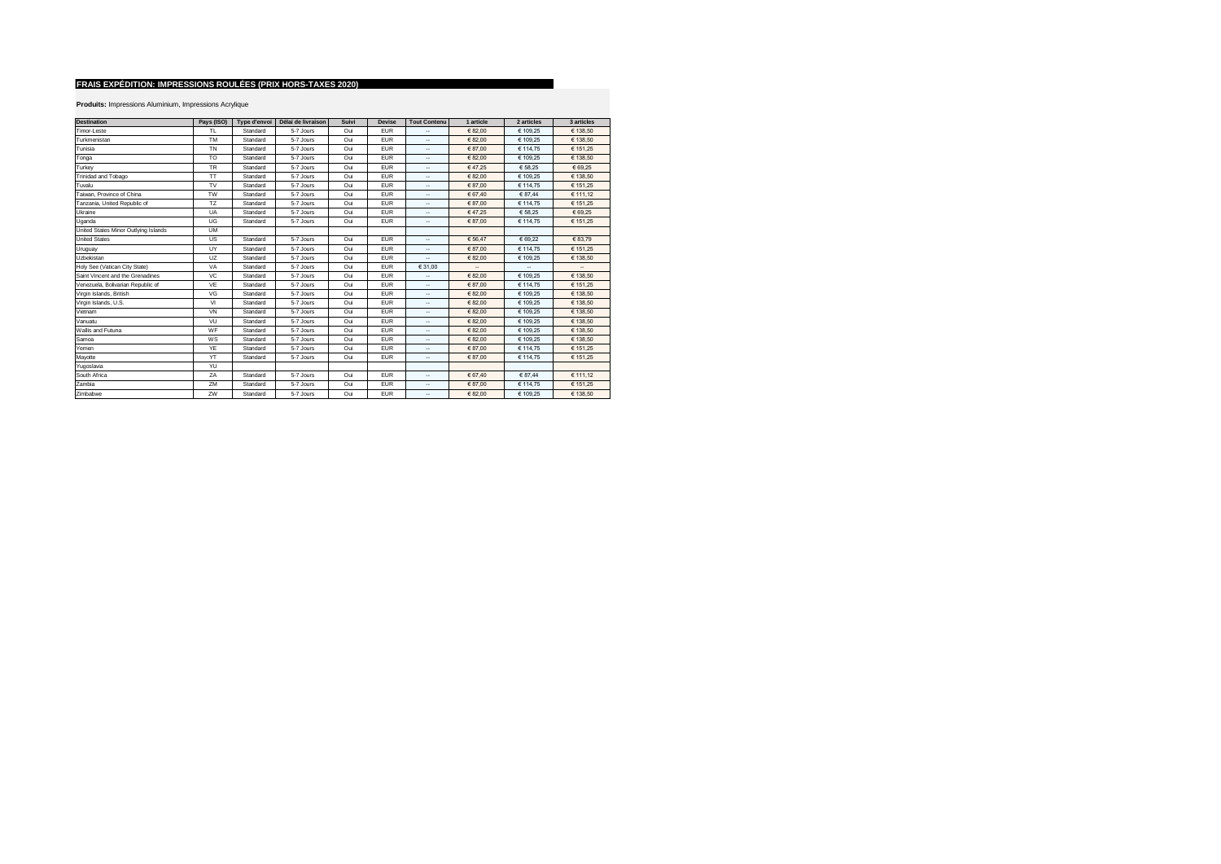## FRAIS EXPÉDITION: IMPRESSIONS ROULÉES (PRIX HORS-TAXES 2020)

**Produits:** Impressions Aluminium, Impressions Acrylique

| Destination | Pays (ISO) | Type d'envoi | Délai de livraison | Suivi | Devise | Tout Contenu | 1 article | 2 articles | 3 articles |
|---|---|---|---|---|---|---|---|---|---|
| Timor-Leste | TL | Standard | 5-7 Jours | Oui | EUR | -- | € 82,00 | € 109,25 | € 138,50 |
| Turkmenistan | TM | Standard | 5-7 Jours | Oui | EUR | -- | € 82,00 | € 109,25 | € 138,50 |
| Tunisia | TN | Standard | 5-7 Jours | Oui | EUR | -- | € 87,00 | € 114,75 | € 151,25 |
| Tonga | TO | Standard | 5-7 Jours | Oui | EUR | -- | € 82,00 | € 109,25 | € 138,50 |
| Turkey | TR | Standard | 5-7 Jours | Oui | EUR | -- | € 47,25 | € 58,25 | € 69,25 |
| Trinidad and Tobago | TT | Standard | 5-7 Jours | Oui | EUR | -- | € 82,00 | € 109,25 | € 138,50 |
| Tuvalu | TV | Standard | 5-7 Jours | Oui | EUR | -- | € 87,00 | € 114,75 | € 151,25 |
| Taiwan, Province of China | TW | Standard | 5-7 Jours | Oui | EUR | -- | € 67,40 | € 87,44 | € 111,12 |
| Tanzania, United Republic of | TZ | Standard | 5-7 Jours | Oui | EUR | -- | € 87,00 | € 114,75 | € 151,25 |
| Ukraine | UA | Standard | 5-7 Jours | Oui | EUR | -- | € 47,25 | € 58,25 | € 69,25 |
| Uganda | UG | Standard | 5-7 Jours | Oui | EUR | -- | € 87,00 | € 114,75 | € 151,25 |
| United States Minor Outlying Islands | UM | | | | | | | | |
| United States | US | Standard | 5-7 Jours | Oui | EUR | -- | € 56,47 | € 69,22 | € 83,79 |
| Uruguay | UY | Standard | 5-7 Jours | Oui | EUR | -- | € 87,00 | € 114,75 | € 151,25 |
| Uzbekistan | UZ | Standard | 5-7 Jours | Oui | EUR | -- | € 82,00 | € 109,25 | € 138,50 |
| Holy See (Vatican City State) | VA | Standard | 5-7 Jours | Oui | EUR | € 31,00 | -- | -- | -- |
| Saint Vincent and the Grenadines | VC | Standard | 5-7 Jours | Oui | EUR | -- | € 82,00 | € 109,25 | € 138,50 |
| Venezuela, Bolivarian Republic of | VE | Standard | 5-7 Jours | Oui | EUR | -- | € 87,00 | € 114,75 | € 151,25 |
| Virgin Islands, British | VG | Standard | 5-7 Jours | Oui | EUR | -- | € 82,00 | € 109,25 | € 138,50 |
| Virgin Islands, U.S. | VI | Standard | 5-7 Jours | Oui | EUR | -- | € 82,00 | € 109,25 | € 138,50 |
| Vietnam | VN | Standard | 5-7 Jours | Oui | EUR | -- | € 82,00 | € 109,25 | € 138,50 |
| Vanuatu | VU | Standard | 5-7 Jours | Oui | EUR | -- | € 82,00 | € 109,25 | € 138,50 |
| Wallis and Futuna | WF | Standard | 5-7 Jours | Oui | EUR | -- | € 82,00 | € 109,25 | € 138,50 |
| Samoa | WS | Standard | 5-7 Jours | Oui | EUR | -- | € 82,00 | € 109,25 | € 138,50 |
| Yemen | YE | Standard | 5-7 Jours | Oui | EUR | -- | € 87,00 | € 114,75 | € 151,25 |
| Mayotte | YT | Standard | 5-7 Jours | Oui | EUR | -- | € 87,00 | € 114,75 | € 151,25 |
| Yugoslavia | YU | | | | | | | | |
| South Africa | ZA | Standard | 5-7 Jours | Oui | EUR | -- | € 67,40 | € 87,44 | € 111,12 |
| Zambia | ZM | Standard | 5-7 Jours | Oui | EUR | -- | € 87,00 | € 114,75 | € 151,25 |
| Zimbabwe | ZW | Standard | 5-7 Jours | Oui | EUR | -- | € 82,00 | € 109,25 | € 138,50 |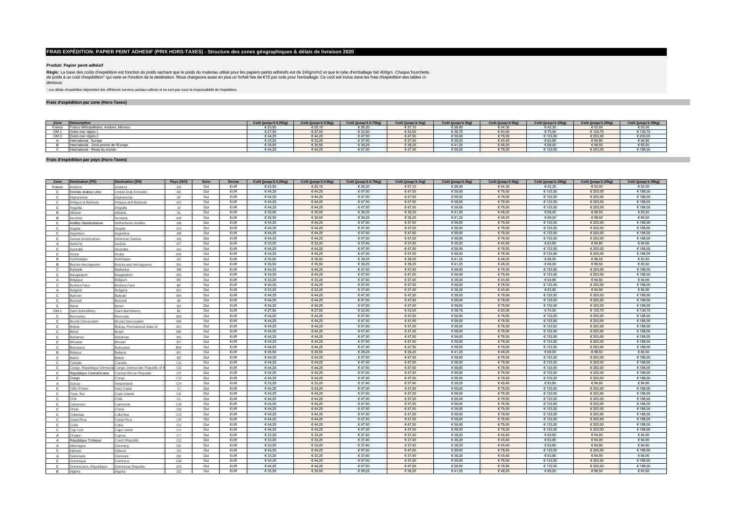# FRAIS EXPÉDITION: PAPIER PEINT ADHESIF (PRIX HORS-TAXES) - Structure des zones géographiques & délais de livraison 2020

**Produit: Papier peint adhésif**

**Règle:** La base des coûts d'expédition est fonction du poids sachant que le poids du materiau utilisé pour les papiers peints adhésifs est de 240gm/m2 et que le tube d'emballage fait 400gm. Chaque fourchette de poids à un coût d'expédition* qui varie en fonction de la destination. Nous chargeons aussi en plus un forfait fixe de €15 par colis pour l'emballage. Ce coût est inclus dans les frais d'expédition des tables ci-dessous.

* Les délais d'expédition dépendent des différents services postaux utilisés et ne sont pas sous la responsabilité de l'expéditeur.

## Frais d'expédition par zone (Hors-Taxes)

| Zone | Desscription | Coût (jusqu'à 0.25kg) | Coût (jusqu'à 0.5kg) | Coût (jusqu'à 0.75kg) | Coût (jusqu'à 1kg) | Coût (jusqu'à 2kg) | Coût (jusqu'à 5kg) | Coût (jusqu'à 10kg) | Coût (jusqu'à 20kg) | Coût (jusqu'à 30kg) |
|---|---|---|---|---|---|---|---|---|---|---|
| France | France Métropolitaine, Andorre, Monaco | € 23,50 | € 25,10 | € 26,20 | € 27,10 | € 28,40 | € 34,30 | € 42,30 | € 53,00 | € 53,00 |
| OM 1 | Outre-mer région 1 | € 27,50 | € 27,50 | € 33,00 | € 33,00 | € 38,75 | € 50,00 | € 70,00 | € 135,75 | € 135,75 |
| OM 2 | Outre-mer région 2 | € 44,25 | € 44,25 | € 47,50 | € 47,50 | € 59,00 | € 78,50 | € 133,50 | € 203,00 | € 203,00 |
| A | International - Europe | € 33,20 | € 33,20 | € 37,40 | € 37,40 | € 39,20 | € 45,40 | € 63,80 | € 94,90 | € 94,90 |
| B | International - Zone proche de l'Europe | € 35,50 | € 35,50 | € 39,25 | € 39,25 | € 41,25 | € 48,25 | € 69,00 | € 98,50 | € 83,50 |
| C | International - Reste du monde | € 44,25 | € 44,25 | € 47,50 | € 47,50 | € 59,00 | € 78,50 | € 133,50 | € 203,00 | € 188,00 |

## Frais d'expédition par pays (Hors-Taxes)

| Zone | Destination (FR) | Destination (EN) | Pays (ISO) | Suivi | Devise | Coût (jusqu'à 0.25kg) | Coût (jusqu'à 0.5kg) | Coût (jusqu'à 0.75kg) | Coût (jusqu'à 1kg) | Coût (jusqu'à 2kg) | Coût (jusqu'à 5kg) | Coût (jusqu'à 10kg) | Coût (jusqu'à 20kg) | Coût (jusqu'à 30kg) |
|---|---|---|---|---|---|---|---|---|---|---|---|---|---|---|
| France | Andorre | Andorra | AD | Oui | EUR | € 23,50 | € 25,10 | € 26,20 | € 27,10 | € 28,40 | € 34,30 | € 42,30 | € 53,00 | € 53,00 |
| C | Emirats Arabes Unis | United Arab Emirates | AE | Oui | EUR | € 44,25 | € 44,25 | € 47,50 | € 47,50 | € 59,00 | € 78,50 | € 133,50 | € 203,00 | € 188,00 |
| C | Afghanistan | Afghanistan | AF | Oui | EUR | € 44,25 | € 44,25 | € 47,50 | € 47,50 | € 59,00 | € 78,50 | € 133,50 | € 203,00 | € 188,00 |
| C | Antigua et Barbuda | Antigua and Barbuda | AG | Oui | EUR | € 44,25 | € 44,25 | € 47,50 | € 47,50 | € 59,00 | € 78,50 | € 133,50 | € 203,00 | € 188,00 |
| C | Anguilla | Anguilla | AI | Oui | EUR | € 44,25 | € 44,25 | € 47,50 | € 47,50 | € 59,00 | € 78,50 | € 133,50 | € 203,00 | € 188,00 |
| B | Albanie | Albania | AL | Oui | EUR | € 35,50 | € 35,50 | € 39,25 | € 39,25 | € 41,25 | € 48,25 | € 69,00 | € 98,50 | € 83,50 |
| B | Arménie | Armenia | AM | Oui | EUR | € 35,50 | € 35,50 | € 39,25 | € 39,25 | € 41,25 | € 48,25 | € 69,00 | € 98,50 | € 83,50 |
| C | Antilles Néerlandaises | Netherlands Antilles | AN | Oui | EUR | € 44,25 | € 44,25 | € 47,50 | € 47,50 | € 59,00 | € 78,50 | € 133,50 | € 203,00 | € 188,00 |
| C | Angola | Angola | AO | Oui | EUR | € 44,25 | € 44,25 | € 47,50 | € 47,50 | € 59,00 | € 78,50 | € 133,50 | € 203,00 | € 188,00 |
| C | Argentine | Argentina | AR | Oui | EUR | € 44,25 | € 44,25 | € 47,50 | € 47,50 | € 59,00 | € 78,50 | € 133,50 | € 203,00 | € 188,00 |
| C | Samoa Américaines | American Samoa | AS | Oui | EUR | € 44,25 | € 44,25 | € 47,50 | € 47,50 | € 59,00 | € 78,50 | € 133,50 | € 203,00 | € 188,00 |
| A | Autriche | Austria | AT | Oui | EUR | € 33,20 | € 33,20 | € 37,40 | € 37,40 | € 39,20 | € 45,40 | € 63,80 | € 94,90 | € 94,90 |
| C | Australie | Australia | AU | Oui | EUR | € 44,25 | € 44,25 | € 47,50 | € 47,50 | € 59,00 | € 78,50 | € 133,50 | € 203,00 | € 188,00 |
| C | Aruba | Aruba | AW | Oui | EUR | € 44,25 | € 44,25 | € 47,50 | € 47,50 | € 59,00 | € 78,50 | € 133,50 | € 203,00 | € 188,00 |
| B | Azerbaïdjan | Azerbaijan | AZ | Oui | EUR | € 35,50 | € 35,50 | € 39,25 | € 39,25 | € 41,25 | € 48,25 | € 69,00 | € 98,50 | € 83,50 |
| B | Bosnie-Herzégovine | Bosnia and Herzegovina | BA | Oui | EUR | € 35,50 | € 35,50 | € 39,25 | € 39,25 | € 41,25 | € 48,25 | € 69,00 | € 98,50 | € 83,50 |
| C | Barbade | Barbados | BB | Oui | EUR | € 44,25 | € 44,25 | € 47,50 | € 47,50 | € 59,00 | € 78,50 | € 133,50 | € 203,00 | € 188,00 |
| C | Bangladesh | Bangladesh | BD | Oui | EUR | € 44,25 | € 44,25 | € 47,50 | € 47,50 | € 59,00 | € 78,50 | € 133,50 | € 203,00 | € 188,00 |
| A | Belgique | Belgium | BE | Oui | EUR | € 33,20 | € 33,20 | € 37,40 | € 37,40 | € 39,20 | € 45,40 | € 63,80 | € 94,90 | € 94,90 |
| C | Burkina Faso | Burkina Faso | BF | Oui | EUR | € 44,25 | € 44,25 | € 47,50 | € 47,50 | € 59,00 | € 78,50 | € 133,50 | € 203,00 | € 188,00 |
| A | Bulgarie | Bulgaria | BG | Oui | EUR | € 33,20 | € 33,20 | € 37,40 | € 37,40 | € 39,20 | € 45,40 | € 63,80 | € 94,90 | € 94,90 |
| C | Bahreïn | Bahrain | BH | Oui | EUR | € 44,25 | € 44,25 | € 47,50 | € 47,50 | € 59,00 | € 78,50 | € 133,50 | € 203,00 | € 188,00 |
| C | Burundi | Burundi | BI | Oui | EUR | € 44,25 | € 44,25 | € 47,50 | € 47,50 | € 59,00 | € 78,50 | € 133,50 | € 203,00 | € 188,00 |
| C | Bénin | Benin | BJ | Oui | EUR | € 44,25 | € 44,25 | € 47,50 | € 47,50 | € 59,00 | € 78,50 | € 133,50 | € 203,00 | € 188,00 |
| OM 1 | Saint Barthélémy | Saint Barthelemy | BL | Oui | EUR | € 27,50 | € 27,50 | € 33,00 | € 33,00 | € 38,75 | € 50,00 | € 70,00 | € 135,75 | € 135,75 |
| C | Bermudes | Bermuda | BM | Oui | EUR | € 44,25 | € 44,25 | € 47,50 | € 47,50 | € 59,00 | € 78,50 | € 133,50 | € 203,00 | € 188,00 |
| C | Brunéi Darussalam | Brunei Darussalam | BN | Oui | EUR | € 44,25 | € 44,25 | € 47,50 | € 47,50 | € 59,00 | € 78,50 | € 133,50 | € 203,00 | € 188,00 |
| C | Bolivie | Bolivia, Plurinational State of | BO | Oui | EUR | € 44,25 | € 44,25 | € 47,50 | € 47,50 | € 59,00 | € 78,50 | € 133,50 | € 203,00 | € 188,00 |
| C | Brésil | Brazil | BR | Oui | EUR | € 44,25 | € 44,25 | € 47,50 | € 47,50 | € 59,00 | € 78,50 | € 133,50 | € 203,00 | € 188,00 |
| C | Bahamas | Bahamas | BS | Oui | EUR | € 44,25 | € 44,25 | € 47,50 | € 47,50 | € 59,00 | € 78,50 | € 133,50 | € 203,00 | € 188,00 |
| C | Bhoutan | Bhutan | BT | Oui | EUR | € 44,25 | € 44,25 | € 47,50 | € 47,50 | € 59,00 | € 78,50 | € 133,50 | € 203,00 | € 188,00 |
| C | Botswana | Botswana | BW | Oui | EUR | € 44,25 | € 44,25 | € 47,50 | € 47,50 | € 59,00 | € 78,50 | € 133,50 | € 203,00 | € 188,00 |
| B | Bélarus | Belarus | BY | Oui | EUR | € 35,50 | € 35,50 | € 39,25 | € 39,25 | € 41,25 | € 48,25 | € 69,00 | € 98,50 | € 83,50 |
| C | Belize | Belize | BZ | Oui | EUR | € 44,25 | € 44,25 | € 47,50 | € 47,50 | € 59,00 | € 78,50 | € 133,50 | € 203,00 | € 188,00 |
| C | Canada | Canada | CA | Oui | EUR | € 44,25 | € 44,25 | € 47,50 | € 47,50 | € 59,00 | € 78,50 | € 133,50 | € 203,00 | € 188,00 |
| C | Congo, République Démocra | Congo, Democratic Republic of tl | CD | Oui | EUR | € 44,25 | € 44,25 | € 47,50 | € 47,50 | € 59,00 | € 78,50 | € 133,50 | € 203,00 | € 188,00 |
| C | République Centrafricaine | Central African Republic | CF | Oui | EUR | € 44,25 | € 44,25 | € 47,50 | € 47,50 | € 59,00 | € 78,50 | € 133,50 | € 203,00 | € 188,00 |
| C | Congo | Congo | CG | Oui | EUR | € 44,25 | € 44,25 | € 47,50 | € 47,50 | € 59,00 | € 78,50 | € 133,50 | € 203,00 | € 188,00 |
| A | Suisse | Switzerland | CH | Oui | EUR | € 33,20 | € 33,20 | € 37,40 | € 37,40 | € 39,20 | € 45,40 | € 63,80 | € 94,90 | € 94,90 |
| C | Côte d'Ivoire | Ivory Coast | CI | Oui | EUR | € 44,25 | € 44,25 | € 47,50 | € 47,50 | € 59,00 | € 78,50 | € 133,50 | € 203,00 | € 188,00 |
| C | Cook, Îles | Cook Islands | CK | Oui | EUR | € 44,25 | € 44,25 | € 47,50 | € 47,50 | € 59,00 | € 78,50 | € 133,50 | € 203,00 | € 188,00 |
| C | Chili | Chile | CL | Oui | EUR | € 44,25 | € 44,25 | € 47,50 | € 47,50 | € 59,00 | € 78,50 | € 133,50 | € 203,00 | € 188,00 |
| C | Cameroun | Cameroon | CM | Oui | EUR | € 44,25 | € 44,25 | € 47,50 | € 47,50 | € 59,00 | € 78,50 | € 133,50 | € 203,00 | € 188,00 |
| C | Chine | China | CN | Oui | EUR | € 44,25 | € 44,25 | € 47,50 | € 47,50 | € 59,00 | € 78,50 | € 133,50 | € 203,00 | € 188,00 |
| C | Colombie | Colombia | CO | Oui | EUR | € 44,25 | € 44,25 | € 47,50 | € 47,50 | € 59,00 | € 78,50 | € 133,50 | € 203,00 | € 188,00 |
| C | Costa Rica | Costa Rica | CR | Oui | EUR | € 44,25 | € 44,25 | € 47,50 | € 47,50 | € 59,00 | € 78,50 | € 133,50 | € 203,00 | € 188,00 |
| C | Cuba | Cuba | CU | Oui | EUR | € 44,25 | € 44,25 | € 47,50 | € 47,50 | € 59,00 | € 78,50 | € 133,50 | € 203,00 | € 188,00 |
| C | Cap-Vert | Cape Verde | CV | Oui | EUR | € 44,25 | € 44,25 | € 47,50 | € 47,50 | € 59,00 | € 78,50 | € 133,50 | € 203,00 | € 188,00 |
| A | Chypre | Cyprus | CY | Oui | EUR | € 33,20 | € 33,20 | € 37,40 | € 37,40 | € 39,20 | € 45,40 | € 63,80 | € 94,90 | € 94,90 |
| A | République Tchèque | Czech Republic | CZ | Oui | EUR | € 33,20 | € 33,20 | € 37,40 | € 37,40 | € 39,20 | € 45,40 | € 63,80 | € 94,90 | € 94,90 |
| A | Allemagne | Germany | DE | Oui | EUR | € 33,20 | € 33,20 | € 37,40 | € 37,40 | € 39,20 | € 45,40 | € 63,80 | € 94,90 | € 94,90 |
| C | Djibouti | Djibouti | DJ | Oui | EUR | € 44,25 | € 44,25 | € 47,50 | € 47,50 | € 59,00 | € 78,50 | € 133,50 | € 203,00 | € 188,00 |
| A | Danemark | Denmark | DK | Oui | EUR | € 33,20 | € 33,20 | € 37,40 | € 37,40 | € 39,20 | € 45,40 | € 63,80 | € 94,90 | € 94,90 |
| C | Dominique | Dominica | DM | Oui | EUR | € 44,25 | € 44,25 | € 47,50 | € 47,50 | € 59,00 | € 78,50 | € 133,50 | € 203,00 | € 188,00 |
| C | Dominicaine, République | Dominican Republic | DO | Oui | EUR | € 44,25 | € 44,25 | € 47,50 | € 47,50 | € 59,00 | € 78,50 | € 133,50 | € 203,00 | € 188,00 |
| B | Algérie | Algeria | DZ | Oui | EUR | € 35,50 | € 35,50 | € 39,25 | € 39,25 | € 41,25 | € 48,25 | € 69,00 | € 98,50 | € 83,50 |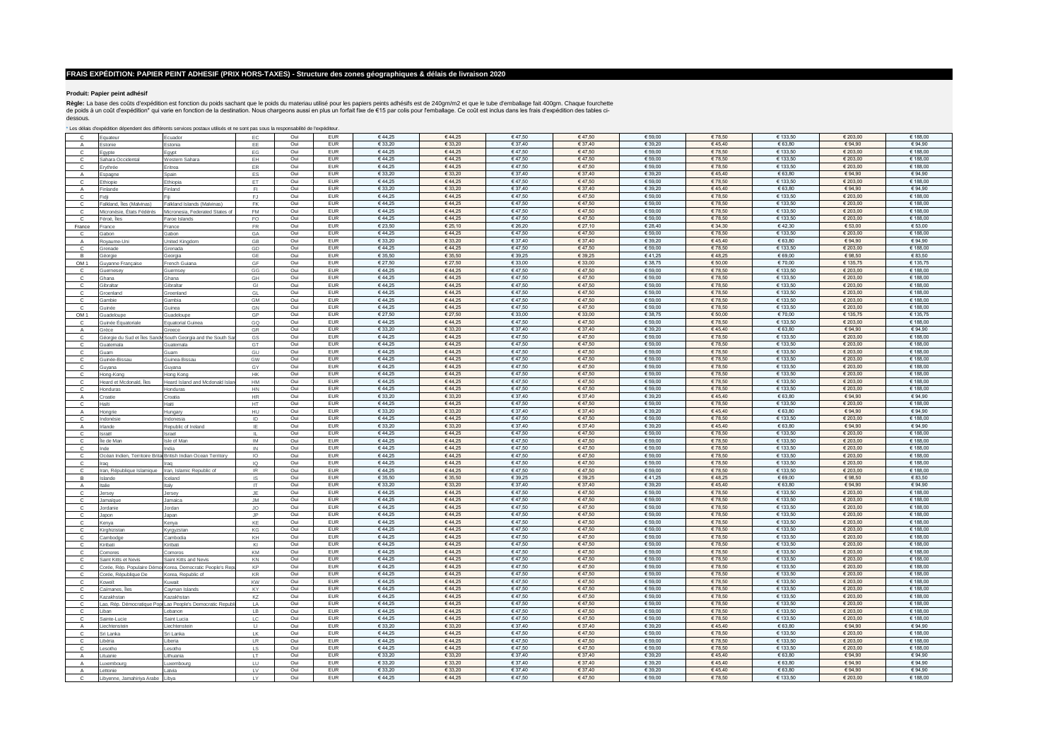# FRAIS EXPÉDITION: PAPIER PEINT ADHESIF (PRIX HORS-TAXES) - Structure des zones géographiques & délais de livraison 2020

**Produit: Papier peint adhésif**

**Règle:** La base des coûts d'expédition est fonction du poids sachant que le poids du materiau utilisé pour les papiers peints adhésifs est de 240gm/m2 et que le tube d'emballage fait 400gm. Chaque fourchette de poids à un coût d'expédition* qui varie en fonction de la destination. Nous chargeons aussi en plus un forfait fixe de €15 par colis pour l'emballage. Ce coût est inclus dans les frais d'expédition des tables ci-dessous.

* Les délais d'expédition dépendent des différents services postaux utilisés et ne sont pas sous la responsabilité de l'expéditeur.

| | | | | | | | | | | | | | | |
|---|---|---|---|---|---|---|---|---|---|---|---|---|---|---|
| C | Equateur | Ecuador | EC | Oui | EUR | € 44,25 | € 44,25 | € 47,50 | € 47,50 | € 59,00 | € 78,50 | € 133,50 | € 203,00 | € 188,00 |
| A | Estonie | Estonia | EE | Oui | EUR | € 33,20 | € 33,20 | € 37,40 | € 37,40 | € 39,20 | € 45,40 | € 63,80 | € 94,90 | € 94,90 |
| C | Egypte | Egypt | EG | Oui | EUR | € 44,25 | € 44,25 | € 47,50 | € 47,50 | € 59,00 | € 78,50 | € 133,50 | € 203,00 | € 188,00 |
| C | Sahara Occidental | Western Sahara | EH | Oui | EUR | € 44,25 | € 44,25 | € 47,50 | € 47,50 | € 59,00 | € 78,50 | € 133,50 | € 203,00 | € 188,00 |
| C | Erythrée | Eritrea | ER | Oui | EUR | € 44,25 | € 44,25 | € 47,50 | € 47,50 | € 59,00 | € 78,50 | € 133,50 | € 203,00 | € 188,00 |
| A | Espagne | Spain | ES | Oui | EUR | € 33,20 | € 33,20 | € 37,40 | € 37,40 | € 39,20 | € 45,40 | € 63,80 | € 94,90 | € 94,90 |
| C | Ethiopie | Ethiopia | ET | Oui | EUR | € 44,25 | € 44,25 | € 47,50 | € 47,50 | € 59,00 | € 78,50 | € 133,50 | € 203,00 | € 188,00 |
| A | Finlande | Finland | FI | Oui | EUR | € 33,20 | € 33,20 | € 37,40 | € 37,40 | € 39,20 | € 45,40 | € 63,80 | € 94,90 | € 94,90 |
| C | Fidji | Fiji | FJ | Oui | EUR | € 44,25 | € 44,25 | € 47,50 | € 47,50 | € 59,00 | € 78,50 | € 133,50 | € 203,00 | € 188,00 |
| C | Falkland, Îles (Malvinas) | Falkland Islands (Malvinas) | FK | Oui | EUR | € 44,25 | € 44,25 | € 47,50 | € 47,50 | € 59,00 | € 78,50 | € 133,50 | € 203,00 | € 188,00 |
| C | Micronésie, États Fédérés | Micronesia, Federated States of | FM | Oui | EUR | € 44,25 | € 44,25 | € 47,50 | € 47,50 | € 59,00 | € 78,50 | € 133,50 | € 203,00 | € 188,00 |
| C | Féroé, Îles | Faroe Islands | FO | Oui | EUR | € 44,25 | € 44,25 | € 47,50 | € 47,50 | € 59,00 | € 78,50 | € 133,50 | € 203,00 | € 188,00 |
| France | France | France | FR | Oui | EUR | € 23,50 | € 25,10 | € 26,20 | € 27,10 | € 28,40 | € 34,30 | € 42,30 | € 53,00 | € 53,00 |
| C | Gabon | Gabon | GA | Oui | EUR | € 44,25 | € 44,25 | € 47,50 | € 47,50 | € 59,00 | € 78,50 | € 133,50 | € 203,00 | € 188,00 |
| A | Royaume-Uni | United Kingdom | GB | Oui | EUR | € 33,20 | € 33,20 | € 37,40 | € 37,40 | € 39,20 | € 45,40 | € 63,80 | € 94,90 | € 94,90 |
| C | Grenade | Grenada | GD | Oui | EUR | € 44,25 | € 44,25 | € 47,50 | € 47,50 | € 59,00 | € 78,50 | € 133,50 | € 203,00 | € 188,00 |
| B | Géorgie | Georgia | GE | Oui | EUR | € 35,50 | € 35,50 | € 39,25 | € 39,25 | € 41,25 | € 48,25 | € 69,00 | € 98,50 | € 83,50 |
| OM 1 | Guyanne Française | French Guiana | GF | Oui | EUR | € 27,50 | € 27,50 | € 33,00 | € 33,00 | € 38,75 | € 50,00 | € 70,00 | € 135,75 | € 135,75 |
| C | Guernesey | Guernsey | GG | Oui | EUR | € 44,25 | € 44,25 | € 47,50 | € 47,50 | € 59,00 | € 78,50 | € 133,50 | € 203,00 | € 188,00 |
| C | Ghana | Ghana | GH | Oui | EUR | € 44,25 | € 44,25 | € 47,50 | € 47,50 | € 59,00 | € 78,50 | € 133,50 | € 203,00 | € 188,00 |
| C | Gibraltar | Gibraltar | GI | Oui | EUR | € 44,25 | € 44,25 | € 47,50 | € 47,50 | € 59,00 | € 78,50 | € 133,50 | € 203,00 | € 188,00 |
| C | Groenland | Greenland | GL | Oui | EUR | € 44,25 | € 44,25 | € 47,50 | € 47,50 | € 59,00 | € 78,50 | € 133,50 | € 203,00 | € 188,00 |
| C | Gambie | Gambia | GM | Oui | EUR | € 44,25 | € 44,25 | € 47,50 | € 47,50 | € 59,00 | € 78,50 | € 133,50 | € 203,00 | € 188,00 |
| C | Guinée | Guinea | GN | Oui | EUR | € 44,25 | € 44,25 | € 47,50 | € 47,50 | € 59,00 | € 78,50 | € 133,50 | € 203,00 | € 188,00 |
| OM 1 | Guadeloupe | Guadeloupe | GP | Oui | EUR | € 27,50 | € 27,50 | € 33,00 | € 33,00 | € 38,75 | € 50,00 | € 70,00 | € 135,75 | € 135,75 |
| C | Guinée Equatoriale | Equatorial Guinea | GQ | Oui | EUR | € 44,25 | € 44,25 | € 47,50 | € 47,50 | € 59,00 | € 78,50 | € 133,50 | € 203,00 | € 188,00 |
| A | Grèce | Greece | GR | Oui | EUR | € 33,20 | € 33,20 | € 37,40 | € 37,40 | € 39,20 | € 45,40 | € 63,80 | € 94,90 | € 94,90 |
| C | Géorgie du Sud et Îles Sandw | South Georgia and the South Sa | GS | Oui | EUR | € 44,25 | € 44,25 | € 47,50 | € 47,50 | € 59,00 | € 78,50 | € 133,50 | € 203,00 | € 188,00 |
| C | Guatemala | Guatemala | GT | Oui | EUR | € 44,25 | € 44,25 | € 47,50 | € 47,50 | € 59,00 | € 78,50 | € 133,50 | € 203,00 | € 188,00 |
| C | Guam | Guam | GU | Oui | EUR | € 44,25 | € 44,25 | € 47,50 | € 47,50 | € 59,00 | € 78,50 | € 133,50 | € 203,00 | € 188,00 |
| C | Guinée-Bissau | Guinea-Bissau | GW | Oui | EUR | € 44,25 | € 44,25 | € 47,50 | € 47,50 | € 59,00 | € 78,50 | € 133,50 | € 203,00 | € 188,00 |
| C | Guyana | Guyana | GY | Oui | EUR | € 44,25 | € 44,25 | € 47,50 | € 47,50 | € 59,00 | € 78,50 | € 133,50 | € 203,00 | € 188,00 |
| C | Hong-Kong | Hong Kong | HK | Oui | EUR | € 44,25 | € 44,25 | € 47,50 | € 47,50 | € 59,00 | € 78,50 | € 133,50 | € 203,00 | € 188,00 |
| C | Heard et Mcdonald, Îles | Heard Island and Mcdonald Islan | HM | Oui | EUR | € 44,25 | € 44,25 | € 47,50 | € 47,50 | € 59,00 | € 78,50 | € 133,50 | € 203,00 | € 188,00 |
| C | Honduras | Honduras | HN | Oui | EUR | € 44,25 | € 44,25 | € 47,50 | € 47,50 | € 59,00 | € 78,50 | € 133,50 | € 203,00 | € 188,00 |
| A | Croatie | Croatia | HR | Oui | EUR | € 33,20 | € 33,20 | € 37,40 | € 37,40 | € 39,20 | € 45,40 | € 63,80 | € 94,90 | € 94,90 |
| C | Haïti | Haiti | HT | Oui | EUR | € 44,25 | € 44,25 | € 47,50 | € 47,50 | € 59,00 | € 78,50 | € 133,50 | € 203,00 | € 188,00 |
| A | Hongrie | Hungary | HU | Oui | EUR | € 33,20 | € 33,20 | € 37,40 | € 37,40 | € 39,20 | € 45,40 | € 63,80 | € 94,90 | € 94,90 |
| C | Indonésie | Indonesia | ID | Oui | EUR | € 44,25 | € 44,25 | € 47,50 | € 47,50 | € 59,00 | € 78,50 | € 133,50 | € 203,00 | € 188,00 |
| A | Irlande | Republic of Ireland | IE | Oui | EUR | € 33,20 | € 33,20 | € 37,40 | € 37,40 | € 39,20 | € 45,40 | € 63,80 | € 94,90 | € 94,90 |
| C | Israël | Israel | IL | Oui | EUR | € 44,25 | € 44,25 | € 47,50 | € 47,50 | € 59,00 | € 78,50 | € 133,50 | € 203,00 | € 188,00 |
| C | Île de Man | Isle of Man | IM | Oui | EUR | € 44,25 | € 44,25 | € 47,50 | € 47,50 | € 59,00 | € 78,50 | € 133,50 | € 203,00 | € 188,00 |
| C | Inde | India | IN | Oui | EUR | € 44,25 | € 44,25 | € 47,50 | € 47,50 | € 59,00 | € 78,50 | € 133,50 | € 203,00 | € 188,00 |
| C | Océan Indien, Territoire Brita | British Indian Ocean Territory | IO | Oui | EUR | € 44,25 | € 44,25 | € 47,50 | € 47,50 | € 59,00 | € 78,50 | € 133,50 | € 203,00 | € 188,00 |
| C | Iraq | Iraq | IQ | Oui | EUR | € 44,25 | € 44,25 | € 47,50 | € 47,50 | € 59,00 | € 78,50 | € 133,50 | € 203,00 | € 188,00 |
| C | Iran, République Islamique | Iran, Islamic Republic of | IR | Oui | EUR | € 44,25 | € 44,25 | € 47,50 | € 47,50 | € 59,00 | € 78,50 | € 133,50 | € 203,00 | € 188,00 |
| B | Islande | Iceland | IS | Oui | EUR | € 35,50 | € 35,50 | € 39,25 | € 39,25 | € 41,25 | € 48,25 | € 69,00 | € 98,50 | € 83,50 |
| A | Italie | Italy | IT | Oui | EUR | € 33,20 | € 33,20 | € 37,40 | € 37,40 | € 39,20 | € 45,40 | € 63,80 | € 94,90 | € 94,90 |
| C | Jersey | Jersey | JE | Oui | EUR | € 44,25 | € 44,25 | € 47,50 | € 47,50 | € 59,00 | € 78,50 | € 133,50 | € 203,00 | € 188,00 |
| C | Jamaïque | Jamaica | JM | Oui | EUR | € 44,25 | € 44,25 | € 47,50 | € 47,50 | € 59,00 | € 78,50 | € 133,50 | € 203,00 | € 188,00 |
| C | Jordanie | Jordan | JO | Oui | EUR | € 44,25 | € 44,25 | € 47,50 | € 47,50 | € 59,00 | € 78,50 | € 133,50 | € 203,00 | € 188,00 |
| C | Japon | Japan | JP | Oui | EUR | € 44,25 | € 44,25 | € 47,50 | € 47,50 | € 59,00 | € 78,50 | € 133,50 | € 203,00 | € 188,00 |
| C | Kenya | Kenya | KE | Oui | EUR | € 44,25 | € 44,25 | € 47,50 | € 47,50 | € 59,00 | € 78,50 | € 133,50 | € 203,00 | € 188,00 |
| C | Kirghizistan | Kyrgyzstan | KG | Oui | EUR | € 44,25 | € 44,25 | € 47,50 | € 47,50 | € 59,00 | € 78,50 | € 133,50 | € 203,00 | € 188,00 |
| C | Cambodge | Cambodia | KH | Oui | EUR | € 44,25 | € 44,25 | € 47,50 | € 47,50 | € 59,00 | € 78,50 | € 133,50 | € 203,00 | € 188,00 |
| C | Kiribati | Kiribati | KI | Oui | EUR | € 44,25 | € 44,25 | € 47,50 | € 47,50 | € 59,00 | € 78,50 | € 133,50 | € 203,00 | € 188,00 |
| C | Comores | Comoros | KM | Oui | EUR | € 44,25 | € 44,25 | € 47,50 | € 47,50 | € 59,00 | € 78,50 | € 133,50 | € 203,00 | € 188,00 |
| C | Saint Kitts et Nevis | Saint Kitts and Nevis | KN | Oui | EUR | € 44,25 | € 44,25 | € 47,50 | € 47,50 | € 59,00 | € 78,50 | € 133,50 | € 203,00 | € 188,00 |
| C | Corée, Rép. Populaire Démo | Korea, Democratic People's Rep | KP | Oui | EUR | € 44,25 | € 44,25 | € 47,50 | € 47,50 | € 59,00 | € 78,50 | € 133,50 | € 203,00 | € 188,00 |
| C | Corée, République De | Korea, Republic of | KR | Oui | EUR | € 44,25 | € 44,25 | € 47,50 | € 47,50 | € 59,00 | € 78,50 | € 133,50 | € 203,00 | € 188,00 |
| C | Koweït | Kuwait | KW | Oui | EUR | € 44,25 | € 44,25 | € 47,50 | € 47,50 | € 59,00 | € 78,50 | € 133,50 | € 203,00 | € 188,00 |
| C | Caïmanes, Îles | Cayman Islands | KY | Oui | EUR | € 44,25 | € 44,25 | € 47,50 | € 47,50 | € 59,00 | € 78,50 | € 133,50 | € 203,00 | € 188,00 |
| C | Kazakhstan | Kazakhstan | KZ | Oui | EUR | € 44,25 | € 44,25 | € 47,50 | € 47,50 | € 59,00 | € 78,50 | € 133,50 | € 203,00 | € 188,00 |
| C | Lao, Rép. Démocratique Pop | Lao People's Democratic Republi | LA | Oui | EUR | € 44,25 | € 44,25 | € 47,50 | € 47,50 | € 59,00 | € 78,50 | € 133,50 | € 203,00 | € 188,00 |
| C | Liban | Lebanon | LB | Oui | EUR | € 44,25 | € 44,25 | € 47,50 | € 47,50 | € 59,00 | € 78,50 | € 133,50 | € 203,00 | € 188,00 |
| C | Sainte-Lucie | Saint Lucia | LC | Oui | EUR | € 44,25 | € 44,25 | € 47,50 | € 47,50 | € 59,00 | € 78,50 | € 133,50 | € 203,00 | € 188,00 |
| A | Liechtenstein | Liechtenstein | LI | Oui | EUR | € 33,20 | € 33,20 | € 37,40 | € 37,40 | € 39,20 | € 45,40 | € 63,80 | € 94,90 | € 94,90 |
| C | Sri Lanka | Sri Lanka | LK | Oui | EUR | € 44,25 | € 44,25 | € 47,50 | € 47,50 | € 59,00 | € 78,50 | € 133,50 | € 203,00 | € 188,00 |
| C | Libéria | Liberia | LR | Oui | EUR | € 44,25 | € 44,25 | € 47,50 | € 47,50 | € 59,00 | € 78,50 | € 133,50 | € 203,00 | € 188,00 |
| C | Lesotho | Lesotho | LS | Oui | EUR | € 44,25 | € 44,25 | € 47,50 | € 47,50 | € 59,00 | € 78,50 | € 133,50 | € 203,00 | € 188,00 |
| A | Lituanie | Lithuania | LT | Oui | EUR | € 33,20 | € 33,20 | € 37,40 | € 37,40 | € 39,20 | € 45,40 | € 63,80 | € 94,90 | € 94,90 |
| A | Luxembourg | Luxembourg | LU | Oui | EUR | € 33,20 | € 33,20 | € 37,40 | € 37,40 | € 39,20 | € 45,40 | € 63,80 | € 94,90 | € 94,90 |
| A | Lettonie | Latvia | LV | Oui | EUR | € 33,20 | € 33,20 | € 37,40 | € 37,40 | € 39,20 | € 45,40 | € 63,80 | € 94,90 | € 94,90 |
| C | Libyenne, Jamahiriya Arabe | Libya | LY | Oui | EUR | € 44,25 | € 44,25 | € 47,50 | € 47,50 | € 59,00 | € 78,50 | € 133,50 | € 203,00 | € 188,00 |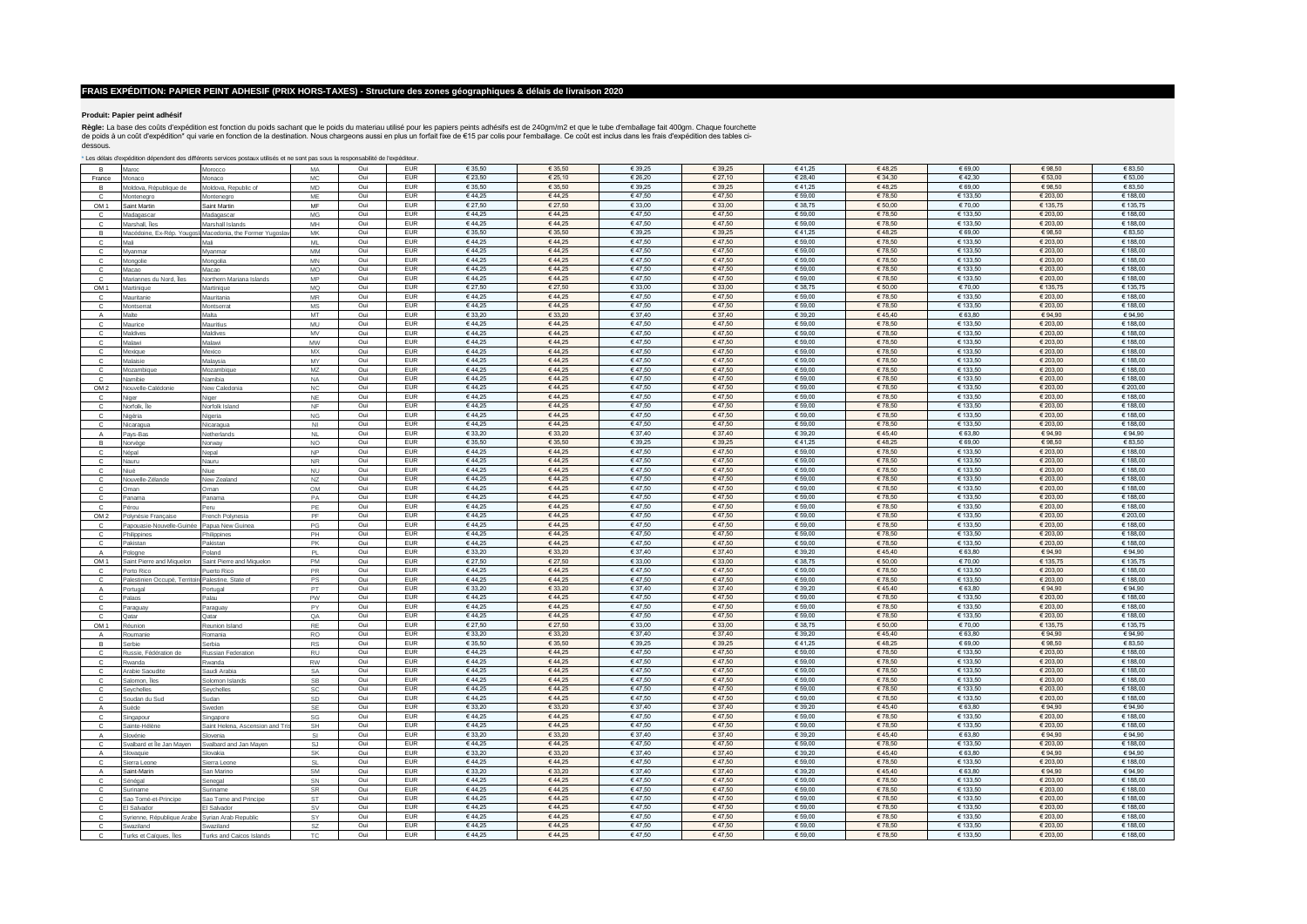## FRAIS EXPÉDITION: PAPIER PEINT ADHESIF (PRIX HORS-TAXES) - Structure des zones géographiques & délais de livraison 2020

**Produit: Papier peint adhésif**

**Règle:** La base des coûts d'expédition est fonction du poids sachant que le poids du materiau utilisé pour les papiers peints adhésifs est de 240gm/m2 et que le tube d'emballage fait 400gm. Chaque fourchette de poids à un coût d'expédition* qui varie en fonction de la destination. Nous chargeons aussi en plus un forfait fixe de €15 par colis pour l'emballage. Ce coût est inclus dans les frais d'expédition des tables ci-dessous.

* Les délais d'expédition dépendent des différents services postaux utilisés et ne sont pas sous la responsabilité de l'expéditeur.

| | | | | | | | | | | | | | | |
|---|---|---|---|---|---|---|---|---|---|---|---|---|---|---|
| B | Maroc | Morocco | MA | Oui | EUR | € 35,50 | € 35,50 | € 39,25 | € 39,25 | € 41,25 | € 48,25 | € 69,00 | € 98,50 | € 83,50 |
| France | Monaco | Monaco | MC | Oui | EUR | € 23,50 | € 25,10 | € 26,20 | € 27,10 | € 28,40 | € 34,30 | € 42,30 | € 53,00 | € 53,00 |
| B | Moldova, République de | Moldova, Republic of | MD | Oui | EUR | € 35,50 | € 35,50 | € 39,25 | € 39,25 | € 41,25 | € 48,25 | € 69,00 | € 98,50 | € 83,50 |
| C | Montenegro | Montenegro | ME | Oui | EUR | € 44,25 | € 44,25 | € 47,50 | € 47,50 | € 59,00 | € 78,50 | € 133,50 | € 203,00 | € 188,00 |
| OM 1 | Saint Martin | Saint Martin | MF | Oui | EUR | € 27,50 | € 27,50 | € 33,00 | € 33,00 | € 38,75 | € 50,00 | € 70,00 | € 135,75 | € 135,75 |
| C | Madagascar | Madagascar | MG | Oui | EUR | € 44,25 | € 44,25 | € 47,50 | € 47,50 | € 59,00 | € 78,50 | € 133,50 | € 203,00 | € 188,00 |
| C | Marshall, Îles | Marshall Islands | MH | Oui | EUR | € 44,25 | € 44,25 | € 47,50 | € 47,50 | € 59,00 | € 78,50 | € 133,50 | € 203,00 | € 188,00 |
| B | Macédoine, Ex-Rép. Yougosl | Macedonia, the Former Yugoslav | MK | Oui | EUR | € 35,50 | € 35,50 | € 39,25 | € 39,25 | € 41,25 | € 48,25 | € 69,00 | € 98,50 | € 83,50 |
| C | Mali | Mali | ML | Oui | EUR | € 44,25 | € 44,25 | € 47,50 | € 47,50 | € 59,00 | € 78,50 | € 133,50 | € 203,00 | € 188,00 |
| C | Myanmar | Myanmar | MM | Oui | EUR | € 44,25 | € 44,25 | € 47,50 | € 47,50 | € 59,00 | € 78,50 | € 133,50 | € 203,00 | € 188,00 |
| C | Mongolie | Mongolia | MN | Oui | EUR | € 44,25 | € 44,25 | € 47,50 | € 47,50 | € 59,00 | € 78,50 | € 133,50 | € 203,00 | € 188,00 |
| C | Macao | Macao | MO | Oui | EUR | € 44,25 | € 44,25 | € 47,50 | € 47,50 | € 59,00 | € 78,50 | € 133,50 | € 203,00 | € 188,00 |
| C | Mariannes du Nord, Îles | Northern Mariana Islands | MP | Oui | EUR | € 44,25 | € 44,25 | € 47,50 | € 47,50 | € 59,00 | € 78,50 | € 133,50 | € 203,00 | € 188,00 |
| OM 1 | Martinique | Martinique | MQ | Oui | EUR | € 27,50 | € 27,50 | € 33,00 | € 33,00 | € 38,75 | € 50,00 | € 70,00 | € 135,75 | € 135,75 |
| C | Mauritanie | Mauritania | MR | Oui | EUR | € 44,25 | € 44,25 | € 47,50 | € 47,50 | € 59,00 | € 78,50 | € 133,50 | € 203,00 | € 188,00 |
| C | Montserrat | Montserrat | MS | Oui | EUR | € 44,25 | € 44,25 | € 47,50 | € 47,50 | € 59,00 | € 78,50 | € 133,50 | € 203,00 | € 188,00 |
| A | Malte | Malta | MT | Oui | EUR | € 33,20 | € 33,20 | € 37,40 | € 37,40 | € 39,20 | € 45,40 | € 63,80 | € 94,90 | € 94,90 |
| C | Maurice | Mauritius | MU | Oui | EUR | € 44,25 | € 44,25 | € 47,50 | € 47,50 | € 59,00 | € 78,50 | € 133,50 | € 203,00 | € 188,00 |
| C | Maldives | Maldives | MV | Oui | EUR | € 44,25 | € 44,25 | € 47,50 | € 47,50 | € 59,00 | € 78,50 | € 133,50 | € 203,00 | € 188,00 |
| C | Malawi | Malawi | MW | Oui | EUR | € 44,25 | € 44,25 | € 47,50 | € 47,50 | € 59,00 | € 78,50 | € 133,50 | € 203,00 | € 188,00 |
| C | Mexique | Mexico | MX | Oui | EUR | € 44,25 | € 44,25 | € 47,50 | € 47,50 | € 59,00 | € 78,50 | € 133,50 | € 203,00 | € 188,00 |
| C | Malaisie | Malaysia | MY | Oui | EUR | € 44,25 | € 44,25 | € 47,50 | € 47,50 | € 59,00 | € 78,50 | € 133,50 | € 203,00 | € 188,00 |
| C | Mozambique | Mozambique | MZ | Oui | EUR | € 44,25 | € 44,25 | € 47,50 | € 47,50 | € 59,00 | € 78,50 | € 133,50 | € 203,00 | € 188,00 |
| C | Namibie | Namibia | NA | Oui | EUR | € 44,25 | € 44,25 | € 47,50 | € 47,50 | € 59,00 | € 78,50 | € 133,50 | € 203,00 | € 188,00 |
| OM 2 | Nouvelle-Calédonie | New Caledonia | NC | Oui | EUR | € 44,25 | € 44,25 | € 47,50 | € 47,50 | € 59,00 | € 78,50 | € 133,50 | € 203,00 | € 203,00 |
| C | Niger | Niger | NE | Oui | EUR | € 44,25 | € 44,25 | € 47,50 | € 47,50 | € 59,00 | € 78,50 | € 133,50 | € 203,00 | € 188,00 |
| C | Norfolk, Île | Norfolk Island | NF | Oui | EUR | € 44,25 | € 44,25 | € 47,50 | € 47,50 | € 59,00 | € 78,50 | € 133,50 | € 203,00 | € 188,00 |
| C | Nigéria | Nigeria | NG | Oui | EUR | € 44,25 | € 44,25 | € 47,50 | € 47,50 | € 59,00 | € 78,50 | € 133,50 | € 203,00 | € 188,00 |
| C | Nicaragua | Nicaragua | NI | Oui | EUR | € 44,25 | € 44,25 | € 47,50 | € 47,50 | € 59,00 | € 78,50 | € 133,50 | € 203,00 | € 188,00 |
| A | Pays-Bas | Netherlands | NL | Oui | EUR | € 33,20 | € 33,20 | € 37,40 | € 37,40 | € 39,20 | € 45,40 | € 63,80 | € 94,90 | € 94,90 |
| B | Norvège | Norway | NO | Oui | EUR | € 35,50 | € 35,50 | € 39,25 | € 39,25 | € 41,25 | € 48,25 | € 69,00 | € 98,50 | € 83,50 |
| C | Népal | Nepal | NP | Oui | EUR | € 44,25 | € 44,25 | € 47,50 | € 47,50 | € 59,00 | € 78,50 | € 133,50 | € 203,00 | € 188,00 |
| C | Nauru | Nauru | NR | Oui | EUR | € 44,25 | € 44,25 | € 47,50 | € 47,50 | € 59,00 | € 78,50 | € 133,50 | € 203,00 | € 188,00 |
| C | Niué | Niue | NU | Oui | EUR | € 44,25 | € 44,25 | € 47,50 | € 47,50 | € 59,00 | € 78,50 | € 133,50 | € 203,00 | € 188,00 |
| C | Nouvelle-Zélande | New Zealand | NZ | Oui | EUR | € 44,25 | € 44,25 | € 47,50 | € 47,50 | € 59,00 | € 78,50 | € 133,50 | € 203,00 | € 188,00 |
| C | Oman | Oman | OM | Oui | EUR | € 44,25 | € 44,25 | € 47,50 | € 47,50 | € 59,00 | € 78,50 | € 133,50 | € 203,00 | € 188,00 |
| C | Panama | Panama | PA | Oui | EUR | € 44,25 | € 44,25 | € 47,50 | € 47,50 | € 59,00 | € 78,50 | € 133,50 | € 203,00 | € 188,00 |
| C | Pérou | Peru | PE | Oui | EUR | € 44,25 | € 44,25 | € 47,50 | € 47,50 | € 59,00 | € 78,50 | € 133,50 | € 203,00 | € 188,00 |
| OM 2 | Polynésie Française | French Polynesia | PF | Oui | EUR | € 44,25 | € 44,25 | € 47,50 | € 47,50 | € 59,00 | € 78,50 | € 133,50 | € 203,00 | € 203,00 |
| C | Papouasie-Nouvelle-Guinée | Papua New Guinea | PG | Oui | EUR | € 44,25 | € 44,25 | € 47,50 | € 47,50 | € 59,00 | € 78,50 | € 133,50 | € 203,00 | € 188,00 |
| C | Philippines | Philippines | PH | Oui | EUR | € 44,25 | € 44,25 | € 47,50 | € 47,50 | € 59,00 | € 78,50 | € 133,50 | € 203,00 | € 188,00 |
| C | Pakistan | Pakistan | PK | Oui | EUR | € 44,25 | € 44,25 | € 47,50 | € 47,50 | € 59,00 | € 78,50 | € 133,50 | € 203,00 | € 188,00 |
| A | Pologne | Poland | PL | Oui | EUR | € 33,20 | € 33,20 | € 37,40 | € 37,40 | € 39,20 | € 45,40 | € 63,80 | € 94,90 | € 94,90 |
| OM 1 | Saint Pierre and Miquelon | Saint Pierre and Miquelon | PM | Oui | EUR | € 27,50 | € 27,50 | € 33,00 | € 33,00 | € 38,75 | € 50,00 | € 70,00 | € 135,75 | € 135,75 |
| C | Porto Rico | Puerto Rico | PR | Oui | EUR | € 44,25 | € 44,25 | € 47,50 | € 47,50 | € 59,00 | € 78,50 | € 133,50 | € 203,00 | € 188,00 |
| C | Palestinien Occupé, Territoire | Palestine, State of | PS | Oui | EUR | € 44,25 | € 44,25 | € 47,50 | € 47,50 | € 59,00 | € 78,50 | € 133,50 | € 203,00 | € 188,00 |
| A | Portugal | Portugal | PT | Oui | EUR | € 33,20 | € 33,20 | € 37,40 | € 37,40 | € 39,20 | € 45,40 | € 63,80 | € 94,90 | € 94,90 |
| C | Palaos | Palau | PW | Oui | EUR | € 44,25 | € 44,25 | € 47,50 | € 47,50 | € 59,00 | € 78,50 | € 133,50 | € 203,00 | € 188,00 |
| C | Paraguay | Paraguay | PY | Oui | EUR | € 44,25 | € 44,25 | € 47,50 | € 47,50 | € 59,00 | € 78,50 | € 133,50 | € 203,00 | € 188,00 |
| C | Qatar | Qatar | QA | Oui | EUR | € 44,25 | € 44,25 | € 47,50 | € 47,50 | € 59,00 | € 78,50 | € 133,50 | € 203,00 | € 188,00 |
| OM 1 | Réunion | Reunion Island | RE | Oui | EUR | € 27,50 | € 27,50 | € 33,00 | € 33,00 | € 38,75 | € 50,00 | € 70,00 | € 135,75 | € 135,75 |
| A | Roumanie | Romania | RO | Oui | EUR | € 33,20 | € 33,20 | € 37,40 | € 37,40 | € 39,20 | € 45,40 | € 63,80 | € 94,90 | € 94,90 |
| B | Serbie | Serbia | RS | Oui | EUR | € 35,50 | € 35,50 | € 39,25 | € 39,25 | € 41,25 | € 48,25 | € 69,00 | € 98,50 | € 83,50 |
| C | Russie, Fédération de | Russian Federation | RU | Oui | EUR | € 44,25 | € 44,25 | € 47,50 | € 47,50 | € 59,00 | € 78,50 | € 133,50 | € 203,00 | € 188,00 |
| C | Rwanda | Rwanda | RW | Oui | EUR | € 44,25 | € 44,25 | € 47,50 | € 47,50 | € 59,00 | € 78,50 | € 133,50 | € 203,00 | € 188,00 |
| C | Arabie Saoudite | Saudi Arabia | SA | Oui | EUR | € 44,25 | € 44,25 | € 47,50 | € 47,50 | € 59,00 | € 78,50 | € 133,50 | € 203,00 | € 188,00 |
| C | Salomon, Îles | Solomon Islands | SB | Oui | EUR | € 44,25 | € 44,25 | € 47,50 | € 47,50 | € 59,00 | € 78,50 | € 133,50 | € 203,00 | € 188,00 |
| C | Seychelles | Seychelles | SC | Oui | EUR | € 44,25 | € 44,25 | € 47,50 | € 47,50 | € 59,00 | € 78,50 | € 133,50 | € 203,00 | € 188,00 |
| C | Soudan du Sud | Sudan | SD | Oui | EUR | € 44,25 | € 44,25 | € 47,50 | € 47,50 | € 59,00 | € 78,50 | € 133,50 | € 203,00 | € 188,00 |
| A | Suède | Sweden | SE | Oui | EUR | € 33,20 | € 33,20 | € 37,40 | € 37,40 | € 39,20 | € 45,40 | € 63,80 | € 94,90 | € 94,90 |
| C | Singapour | Singapore | SG | Oui | EUR | € 44,25 | € 44,25 | € 47,50 | € 47,50 | € 59,00 | € 78,50 | € 133,50 | € 203,00 | € 188,00 |
| C | Sainte-Hélène | Saint Helena, Ascension and Tris | SH | Oui | EUR | € 44,25 | € 44,25 | € 47,50 | € 47,50 | € 59,00 | € 78,50 | € 133,50 | € 203,00 | € 188,00 |
| A | Slovénie | Slovenia | SI | Oui | EUR | € 33,20 | € 33,20 | € 37,40 | € 37,40 | € 39,20 | € 45,40 | € 63,80 | € 94,90 | € 94,90 |
| C | Svalbard et Île Jan Mayen | Svalbard and Jan Mayen | SJ | Oui | EUR | € 44,25 | € 44,25 | € 47,50 | € 47,50 | € 59,00 | € 78,50 | € 133,50 | € 203,00 | € 188,00 |
| A | Slovaquie | Slovakia | SK | Oui | EUR | € 33,20 | € 33,20 | € 37,40 | € 37,40 | € 39,20 | € 45,40 | € 63,80 | € 94,90 | € 94,90 |
| C | Sierra Leone | Sierra Leone | SL | Oui | EUR | € 44,25 | € 44,25 | € 47,50 | € 47,50 | € 59,00 | € 78,50 | € 133,50 | € 203,00 | € 188,00 |
| A | Saint-Marin | San Marino | SM | Oui | EUR | € 33,20 | € 33,20 | € 37,40 | € 37,40 | € 39,20 | € 45,40 | € 63,80 | € 94,90 | € 94,90 |
| C | Sénégal | Senegal | SN | Oui | EUR | € 44,25 | € 44,25 | € 47,50 | € 47,50 | € 59,00 | € 78,50 | € 133,50 | € 203,00 | € 188,00 |
| C | Suriname | Suriname | SR | Oui | EUR | € 44,25 | € 44,25 | € 47,50 | € 47,50 | € 59,00 | € 78,50 | € 133,50 | € 203,00 | € 188,00 |
| C | Sao Tomé-et-Principe | Sao Tome and Principe | ST | Oui | EUR | € 44,25 | € 44,25 | € 47,50 | € 47,50 | € 59,00 | € 78,50 | € 133,50 | € 203,00 | € 188,00 |
| C | El Salvador | El Salvador | SV | Oui | EUR | € 44,25 | € 44,25 | € 47,50 | € 47,50 | € 59,00 | € 78,50 | € 133,50 | € 203,00 | € 188,00 |
| C | Syrienne, République Arabe | Syrian Arab Republic | SY | Oui | EUR | € 44,25 | € 44,25 | € 47,50 | € 47,50 | € 59,00 | € 78,50 | € 133,50 | € 203,00 | € 188,00 |
| C | Swaziland | Swaziland | SZ | Oui | EUR | € 44,25 | € 44,25 | € 47,50 | € 47,50 | € 59,00 | € 78,50 | € 133,50 | € 203,00 | € 188,00 |
| C | Turks et Caïques, Îles | Turks and Caicos Islands | TC | Oui | EUR | € 44,25 | € 44,25 | € 47,50 | € 47,50 | € 59,00 | € 78,50 | € 133,50 | € 203,00 | € 188,00 |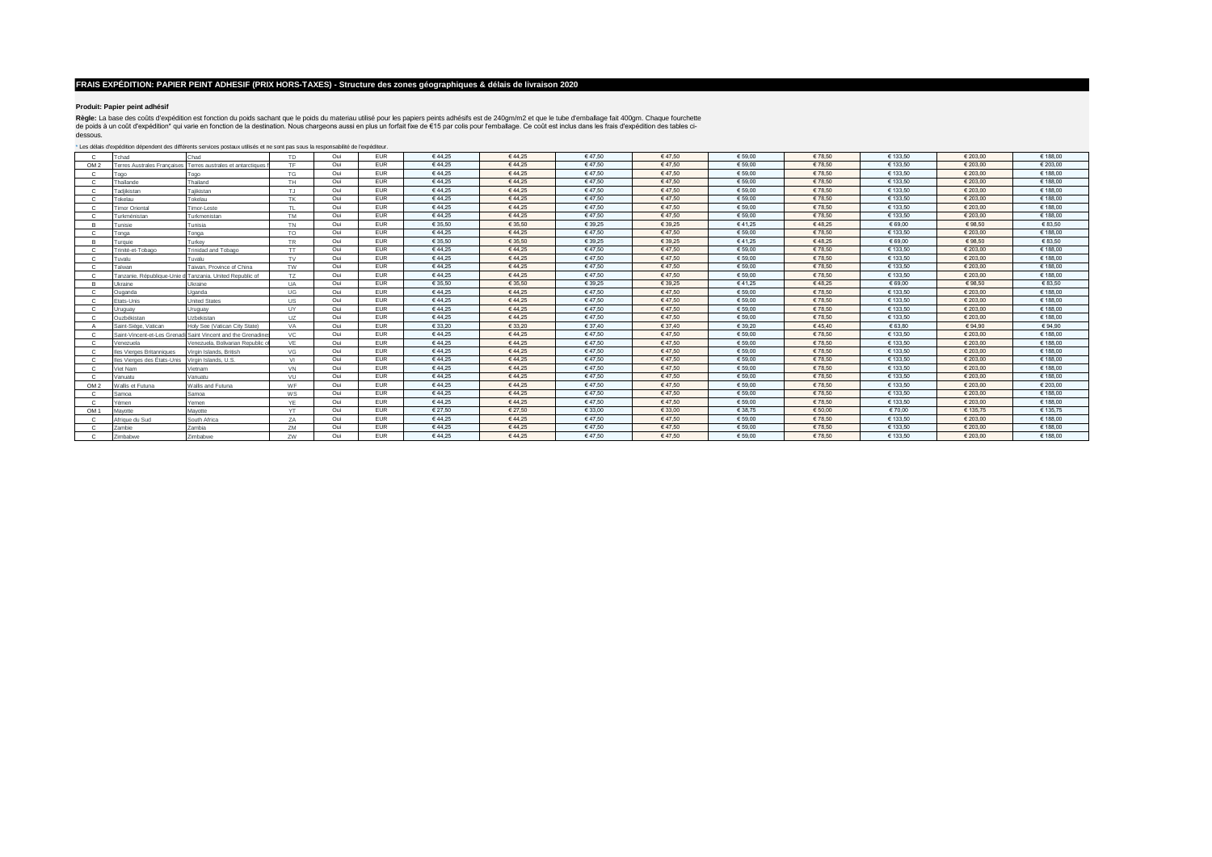**FRAIS EXPÉDITION: PAPIER PEINT ADHESIF (PRIX HORS-TAXES) - Structure des zones géographiques & délais de livraison 2020**

**Produit: Papier peint adhésif**

**Règle:** La base des coûts d'expédition est fonction du poids sachant que le poids du materiau utilisé pour les papiers peints adhésifs est de 240gm/m2 et que le tube d'emballage fait 400gm. Chaque fourchette de poids à un coût d'expédition* qui varie en fonction de la destination. Nous chargeons aussi en plus un forfait fixe de €15 par colis pour l'emballage. Ce coût est inclus dans les frais d'expédition des tables ci-dessous.

* Les délais d'expédition dépendent des différents services postaux utilisés et ne sont pas sous la responsabilité de l'expéditeur.

| | | | | | | | | | | | | | | |
|---|---|---|---|---|---|---|---|---|---|---|---|---|---|---|
| C | Tchad | Chad | TD | Oui | EUR | € 44,25 | € 44,25 | € 47,50 | € 47,50 | € 59,00 | € 78,50 | € 133,50 | € 203,00 | € 188,00 |
| OM 2 | Terres Australes Françaises | Terres australes et antarctiques f | TF | Oui | EUR | € 44,25 | € 44,25 | € 47,50 | € 47,50 | € 59,00 | € 78,50 | € 133,50 | € 203,00 | € 203,00 |
| C | Togo | Togo | TG | Oui | EUR | € 44,25 | € 44,25 | € 47,50 | € 47,50 | € 59,00 | € 78,50 | € 133,50 | € 203,00 | € 188,00 |
| C | Thaïlande | Thailand | TH | Oui | EUR | € 44,25 | € 44,25 | € 47,50 | € 47,50 | € 59,00 | € 78,50 | € 133,50 | € 203,00 | € 188,00 |
| C | Tadjikistan | Tajikistan | TJ | Oui | EUR | € 44,25 | € 44,25 | € 47,50 | € 47,50 | € 59,00 | € 78,50 | € 133,50 | € 203,00 | € 188,00 |
| C | Tokelau | Tokelau | TK | Oui | EUR | € 44,25 | € 44,25 | € 47,50 | € 47,50 | € 59,00 | € 78,50 | € 133,50 | € 203,00 | € 188,00 |
| C | Timor Oriental | Timor-Leste | TL | Oui | EUR | € 44,25 | € 44,25 | € 47,50 | € 47,50 | € 59,00 | € 78,50 | € 133,50 | € 203,00 | € 188,00 |
| C | Turkménistan | Turkmenistan | TM | Oui | EUR | € 44,25 | € 44,25 | € 47,50 | € 47,50 | € 59,00 | € 78,50 | € 133,50 | € 203,00 | € 188,00 |
| B | Tunisie | Tunisia | TN | Oui | EUR | € 35,50 | € 35,50 | € 39,25 | € 39,25 | € 41,25 | € 48,25 | € 69,00 | € 98,50 | € 83,50 |
| C | Tonga | Tonga | TO | Oui | EUR | € 44,25 | € 44,25 | € 47,50 | € 47,50 | € 59,00 | € 78,50 | € 133,50 | € 203,00 | € 188,00 |
| B | Turquie | Turkey | TR | Oui | EUR | € 35,50 | € 35,50 | € 39,25 | € 39,25 | € 41,25 | € 48,25 | € 69,00 | € 98,50 | € 83,50 |
| C | Trinité-et-Tobago | Trinidad and Tobago | TT | Oui | EUR | € 44,25 | € 44,25 | € 47,50 | € 47,50 | € 59,00 | € 78,50 | € 133,50 | € 203,00 | € 188,00 |
| C | Tuvalu | Tuvalu | TV | Oui | EUR | € 44,25 | € 44,25 | € 47,50 | € 47,50 | € 59,00 | € 78,50 | € 133,50 | € 203,00 | € 188,00 |
| C | Taïwan | Taiwan, Province of China | TW | Oui | EUR | € 44,25 | € 44,25 | € 47,50 | € 47,50 | € 59,00 | € 78,50 | € 133,50 | € 203,00 | € 188,00 |
| C | Tanzanie, République-Unie d | Tanzania, United Republic of | TZ | Oui | EUR | € 44,25 | € 44,25 | € 47,50 | € 47,50 | € 59,00 | € 78,50 | € 133,50 | € 203,00 | € 188,00 |
| B | Ukraine | Ukraine | UA | Oui | EUR | € 35,50 | € 35,50 | € 39,25 | € 39,25 | € 41,25 | € 48,25 | € 69,00 | € 98,50 | € 83,50 |
| C | Ouganda | Uganda | UG | Oui | EUR | € 44,25 | € 44,25 | € 47,50 | € 47,50 | € 59,00 | € 78,50 | € 133,50 | € 203,00 | € 188,00 |
| C | Etats-Unis | United States | US | Oui | EUR | € 44,25 | € 44,25 | € 47,50 | € 47,50 | € 59,00 | € 78,50 | € 133,50 | € 203,00 | € 188,00 |
| C | Uruguay | Uruguay | UY | Oui | EUR | € 44,25 | € 44,25 | € 47,50 | € 47,50 | € 59,00 | € 78,50 | € 133,50 | € 203,00 | € 188,00 |
| C | Ouzbékistan | Uzbekistan | UZ | Oui | EUR | € 44,25 | € 44,25 | € 47,50 | € 47,50 | € 59,00 | € 78,50 | € 133,50 | € 203,00 | € 188,00 |
| A | Saint-Siège, Vatican | Holy See (Vatican City State) | VA | Oui | EUR | € 33,20 | € 33,20 | € 37,40 | € 37,40 | € 39,20 | € 45,40 | € 63,80 | € 94,90 | € 94,90 |
| C | Saint-Vincent-et-Les Grenadi | Saint Vincent and the Grenadines | VC | Oui | EUR | € 44,25 | € 44,25 | € 47,50 | € 47,50 | € 59,00 | € 78,50 | € 133,50 | € 203,00 | € 188,00 |
| C | Venezuela | Venezuela, Bolivarian Republic of | VE | Oui | EUR | € 44,25 | € 44,25 | € 47,50 | € 47,50 | € 59,00 | € 78,50 | € 133,50 | € 203,00 | € 188,00 |
| C | Iles Vierges Britanniques | Virgin Islands, British | VG | Oui | EUR | € 44,25 | € 44,25 | € 47,50 | € 47,50 | € 59,00 | € 78,50 | € 133,50 | € 203,00 | € 188,00 |
| C | Iles Vierges des Etats-Unis | Virgin Islands, U.S. | VI | Oui | EUR | € 44,25 | € 44,25 | € 47,50 | € 47,50 | € 59,00 | € 78,50 | € 133,50 | € 203,00 | € 188,00 |
| C | Viet Nam | Vietnam | VN | Oui | EUR | € 44,25 | € 44,25 | € 47,50 | € 47,50 | € 59,00 | € 78,50 | € 133,50 | € 203,00 | € 188,00 |
| C | Vanuatu | Vanuatu | VU | Oui | EUR | € 44,25 | € 44,25 | € 47,50 | € 47,50 | € 59,00 | € 78,50 | € 133,50 | € 203,00 | € 188,00 |
| OM 2 | Wallis et Futuna | Wallis and Futuna | WF | Oui | EUR | € 44,25 | € 44,25 | € 47,50 | € 47,50 | € 59,00 | € 78,50 | € 133,50 | € 203,00 | € 203,00 |
| C | Samoa | Samoa | WS | Oui | EUR | € 44,25 | € 44,25 | € 47,50 | € 47,50 | € 59,00 | € 78,50 | € 133,50 | € 203,00 | € 188,00 |
| C | Yémen | Yemen | YE | Oui | EUR | € 44,25 | € 44,25 | € 47,50 | € 47,50 | € 59,00 | € 78,50 | € 133,50 | € 203,00 | € 188,00 |
| OM 1 | Mayotte | Mayotte | YT | Oui | EUR | € 27,50 | € 27,50 | € 33,00 | € 33,00 | € 38,75 | € 50,00 | € 70,00 | € 135,75 | € 135,75 |
| C | Afrique du Sud | South Africa | ZA | Oui | EUR | € 44,25 | € 44,25 | € 47,50 | € 47,50 | € 59,00 | € 78,50 | € 133,50 | € 203,00 | € 188,00 |
| C | Zambie | Zambia | ZM | Oui | EUR | € 44,25 | € 44,25 | € 47,50 | € 47,50 | € 59,00 | € 78,50 | € 133,50 | € 203,00 | € 188,00 |
| C | Zimbabwe | Zimbabwe | ZW | Oui | EUR | € 44,25 | € 44,25 | € 47,50 | € 47,50 | € 59,00 | € 78,50 | € 133,50 | € 203,00 | € 188,00 |